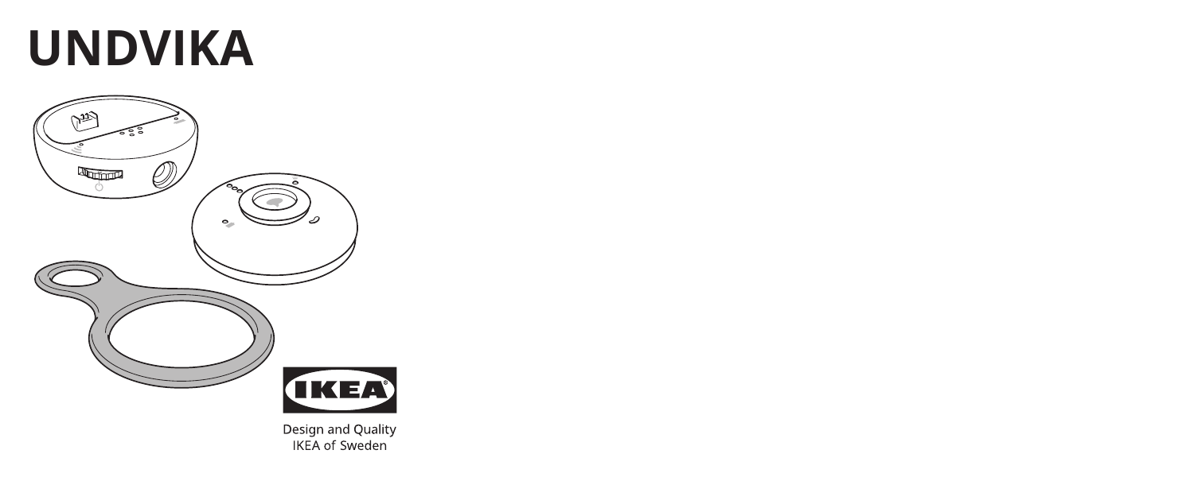# UNDVIKA

Design and Quality
IKEA of Sweden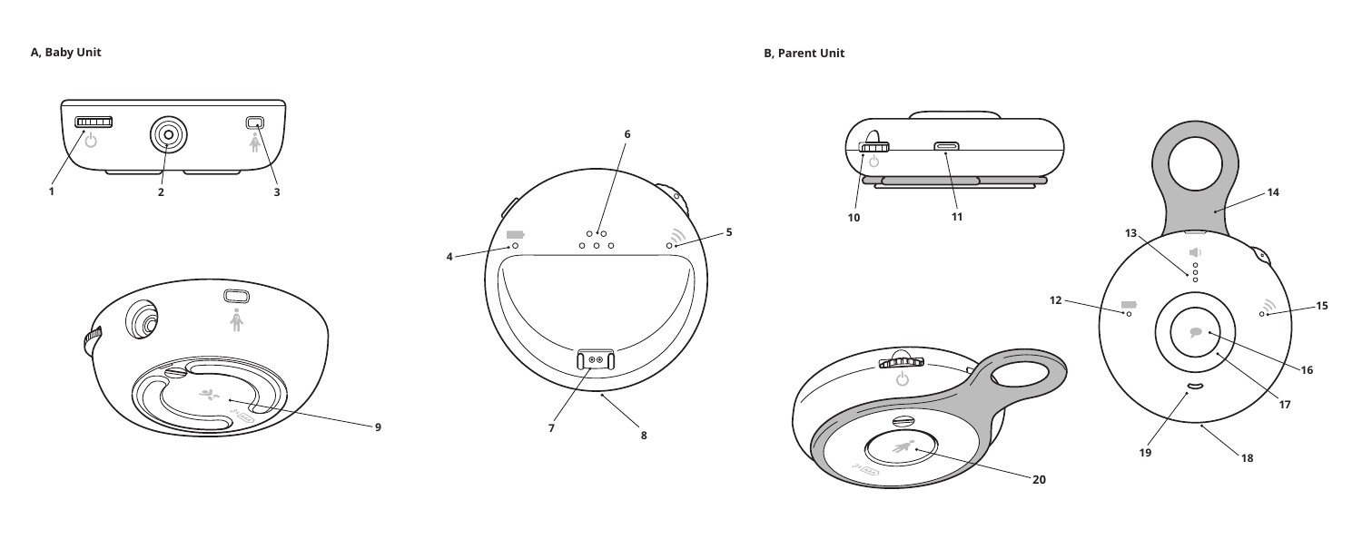**A, Baby Unit**

1 2 3

4 5 6 7 8 9

**B, Parent Unit**

10 11

12 13 14 15 16 17 18 19 20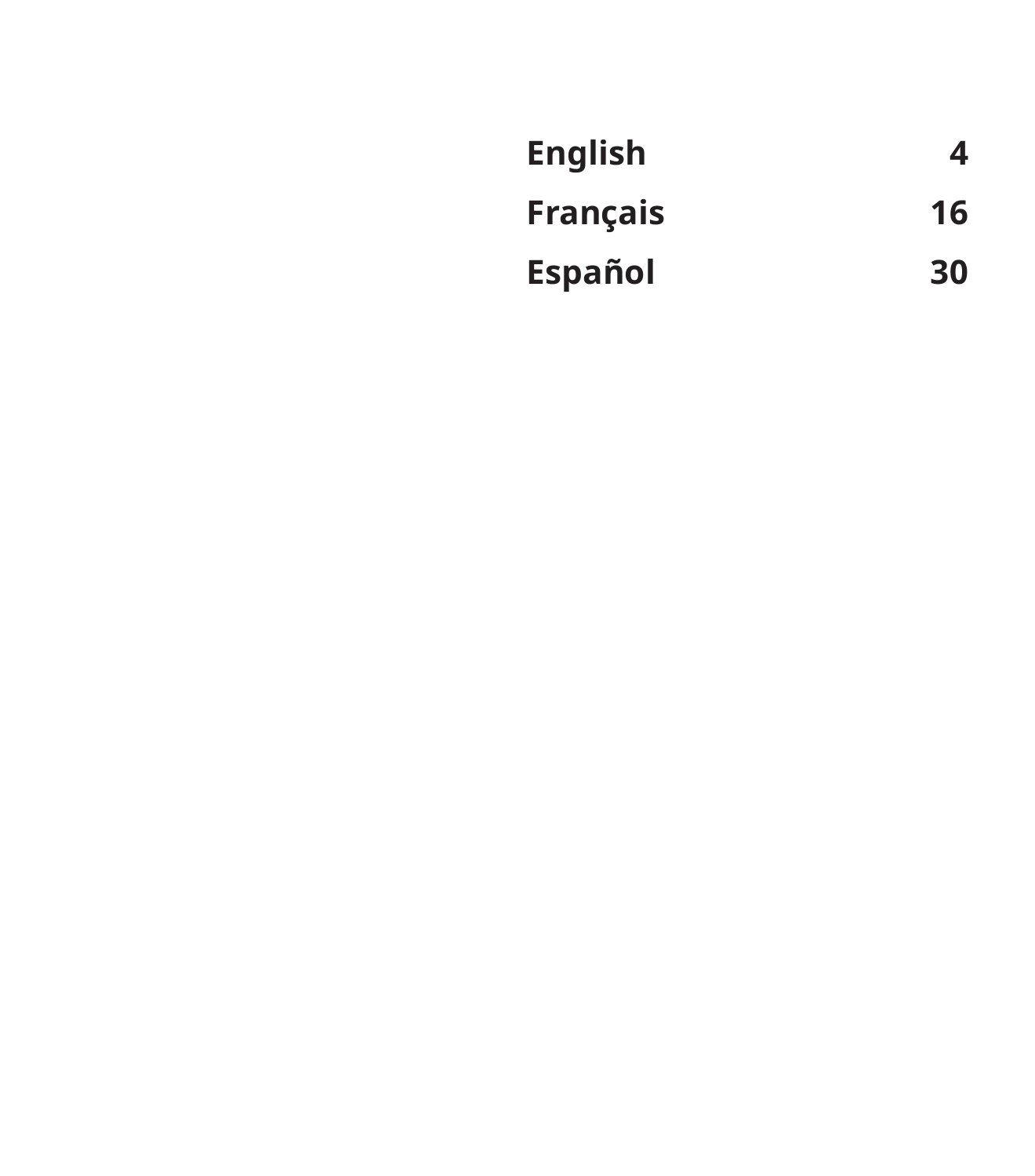| | |
|---|---|
| **English** | **4** |
| **Français** | **16** |
| **Español** | **30** |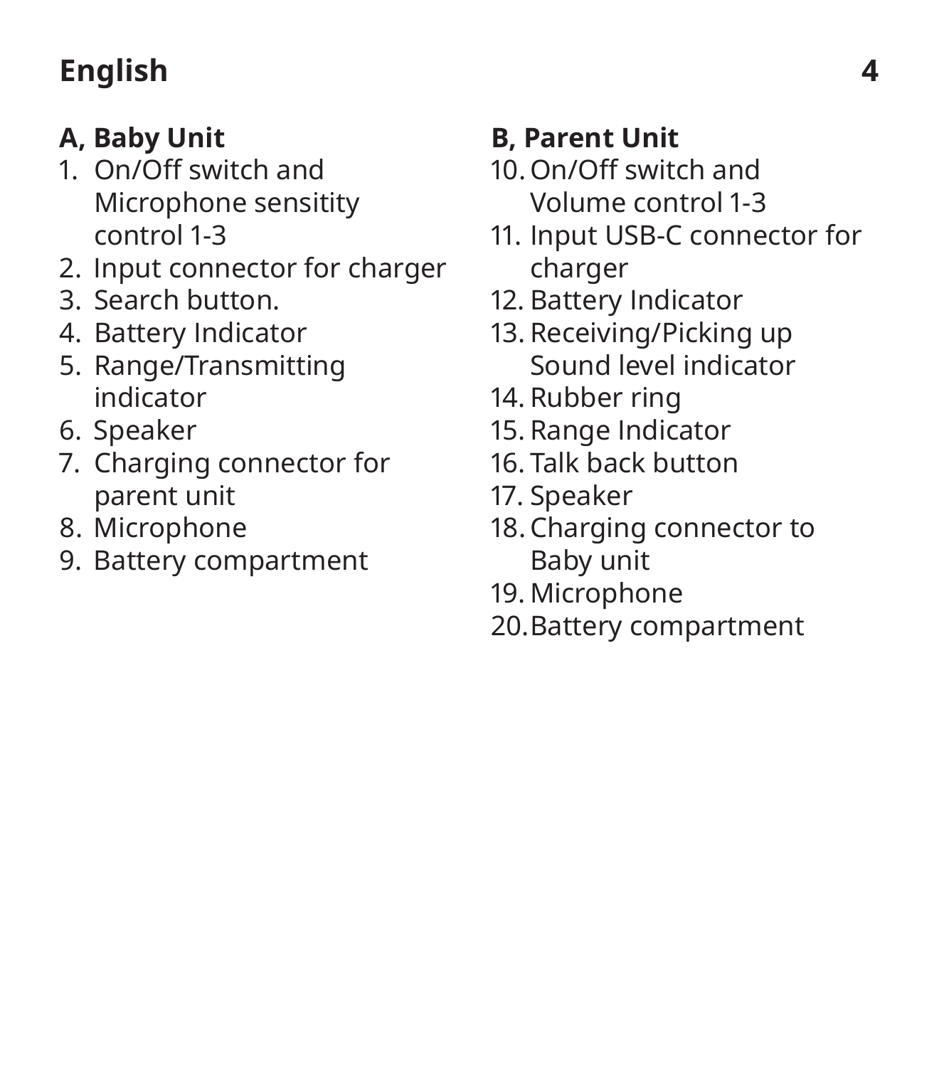## English

### A, Baby Unit

1. On/Off switch and Microphone sensitity control 1-3
2. Input connector for charger
3. Search button.
4. Battery Indicator
5. Range/Transmitting indicator
6. Speaker
7. Charging connector for parent unit
8. Microphone
9. Battery compartment

### B, Parent Unit

10. On/Off switch and Volume control 1-3
11. Input USB-C connector for charger
12. Battery Indicator
13. Receiving/Picking up Sound level indicator
14. Rubber ring
15. Range Indicator
16. Talk back button
17. Speaker
18. Charging connector to Baby unit
19. Microphone
20. Battery compartment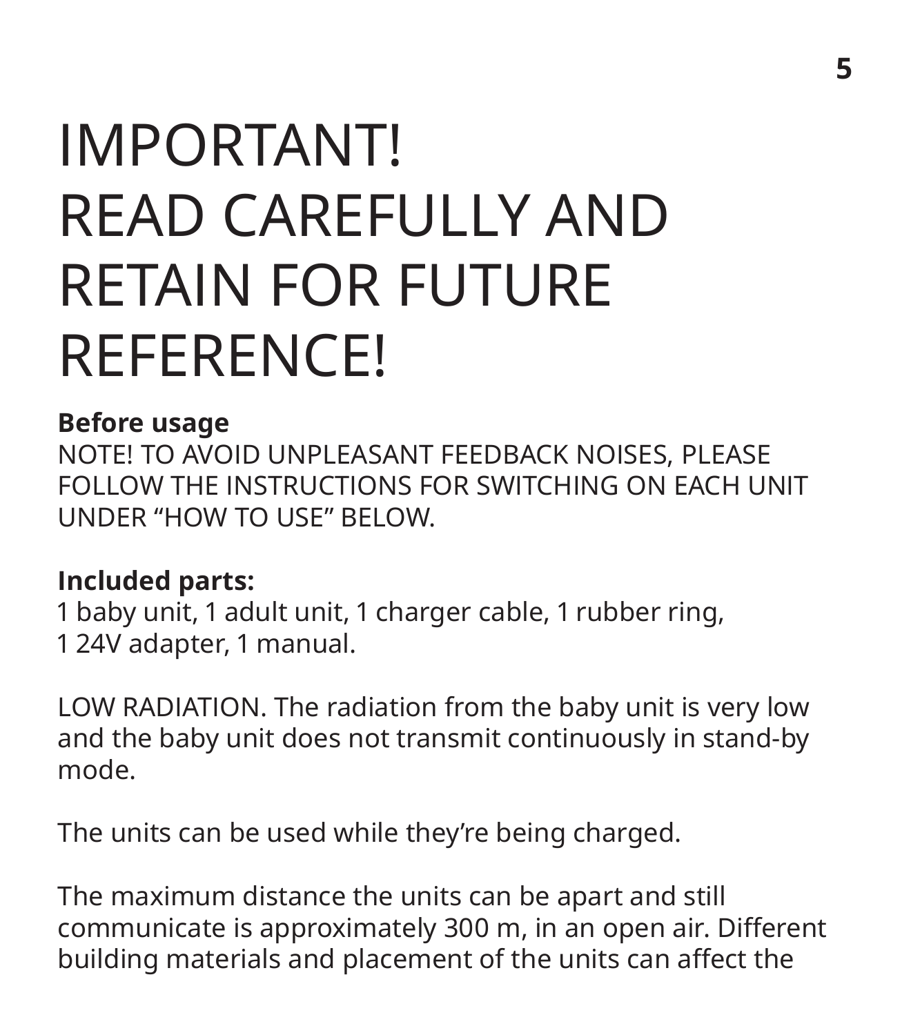# IMPORTANT! READ CAREFULLY AND RETAIN FOR FUTURE REFERENCE!

**Before usage**

NOTE! TO AVOID UNPLEASANT FEEDBACK NOISES, PLEASE FOLLOW THE INSTRUCTIONS FOR SWITCHING ON EACH UNIT UNDER "HOW TO USE" BELOW.

**Included parts:**

1 baby unit, 1 adult unit, 1 charger cable, 1 rubber ring, 1 24V adapter, 1 manual.

LOW RADIATION. The radiation from the baby unit is very low and the baby unit does not transmit continuously in stand-by mode.

The units can be used while they're being charged.

The maximum distance the units can be apart and still communicate is approximately 300 m, in an open air. Different building materials and placement of the units can affect the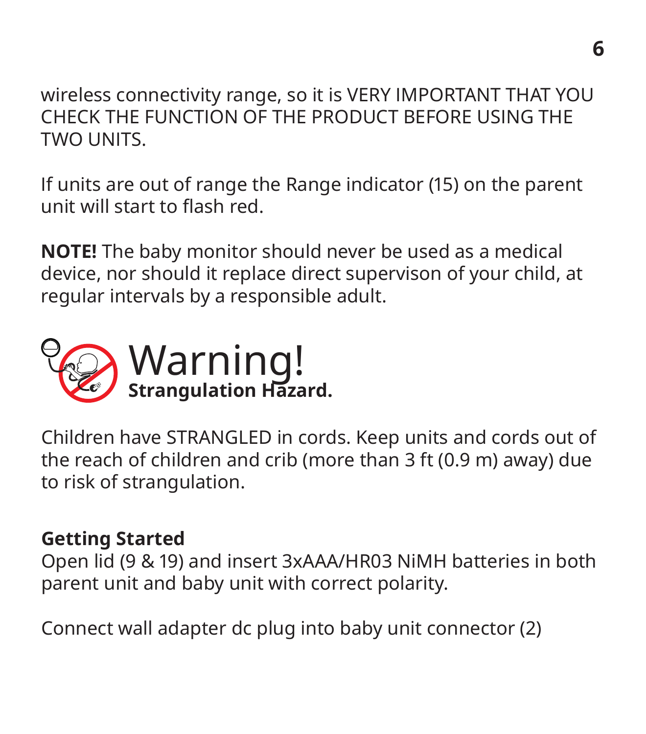wireless connectivity range, so it is VERY IMPORTANT THAT YOU CHECK THE FUNCTION OF THE PRODUCT BEFORE USING THE TWO UNITS.

If units are out of range the Range indicator (15) on the parent unit will start to flash red.

**NOTE!** The baby monitor should never be used as a medical device, nor should it replace direct supervison of your child, at regular intervals by a responsible adult.

# Warning!

**Strangulation Hazard.**

Children have STRANGLED in cords. Keep units and cords out of the reach of children and crib (more than 3 ft (0.9 m) away) due to risk of strangulation.

**Getting Started**

Open lid (9 & 19) and insert 3xAAA/HR03 NiMH batteries in both parent unit and baby unit with correct polarity.

Connect wall adapter dc plug into baby unit connector (2)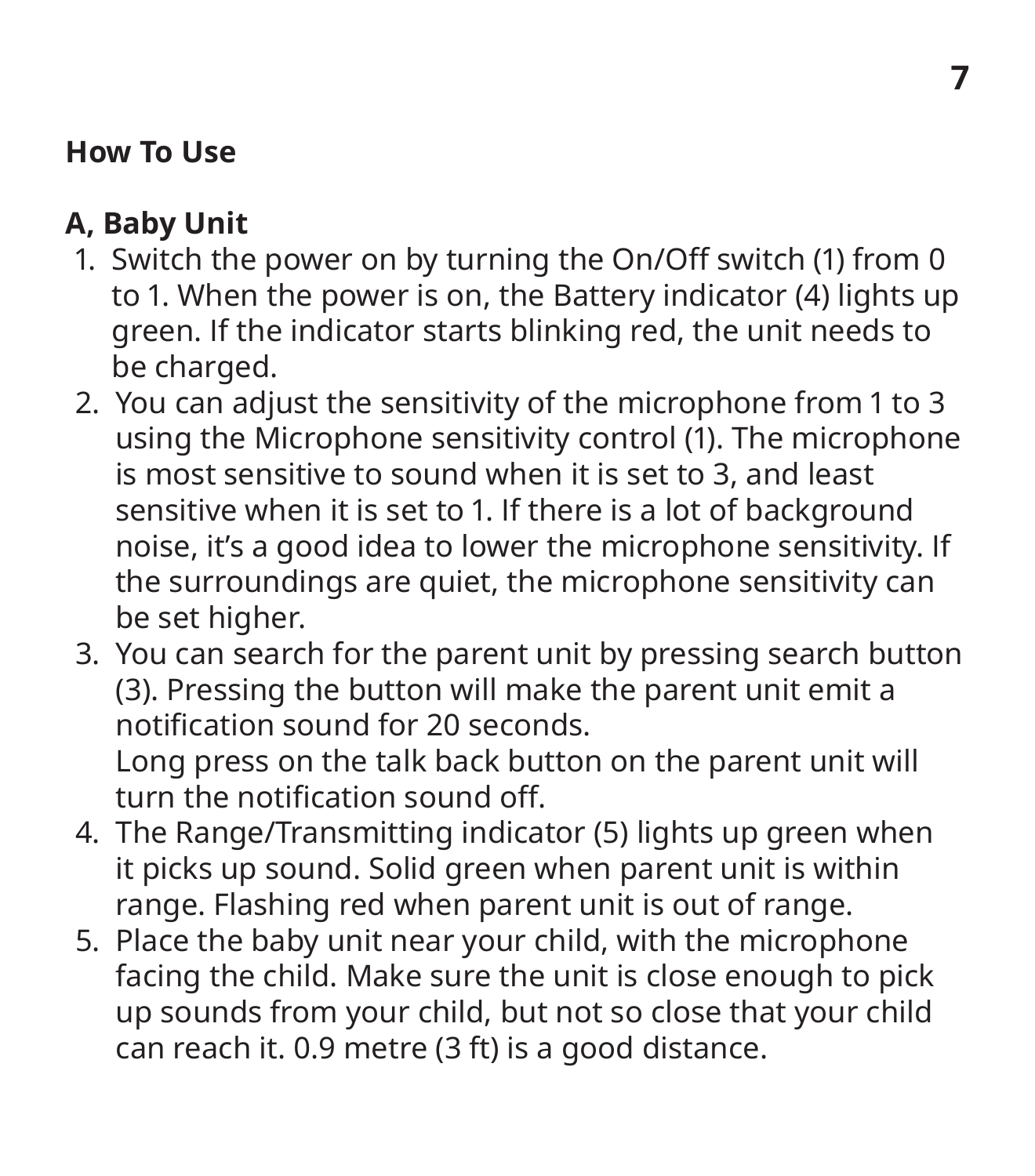## How To Use

### A, Baby Unit

1. Switch the power on by turning the On/Off switch (1) from 0 to 1. When the power is on, the Battery indicator (4) lights up green. If the indicator starts blinking red, the unit needs to be charged.
2. You can adjust the sensitivity of the microphone from 1 to 3 using the Microphone sensitivity control (1). The microphone is most sensitive to sound when it is set to 3, and least sensitive when it is set to 1. If there is a lot of background noise, it’s a good idea to lower the microphone sensitivity. If the surroundings are quiet, the microphone sensitivity can be set higher.
3. You can search for the parent unit by pressing search button (3). Pressing the button will make the parent unit emit a notification sound for 20 seconds.
   Long press on the talk back button on the parent unit will turn the notification sound off.
4. The Range/Transmitting indicator (5) lights up green when it picks up sound. Solid green when parent unit is within range. Flashing red when parent unit is out of range.
5. Place the baby unit near your child, with the microphone facing the child. Make sure the unit is close enough to pick up sounds from your child, but not so close that your child can reach it. 0.9 metre (3 ft) is a good distance.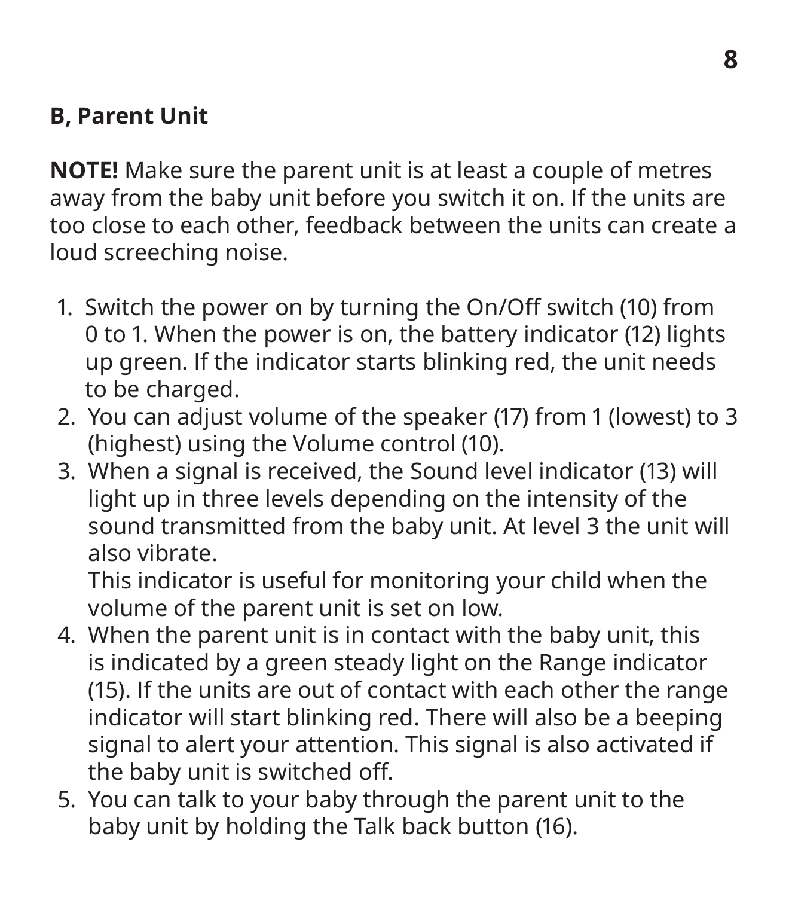## B, Parent Unit

**NOTE!** Make sure the parent unit is at least a couple of metres away from the baby unit before you switch it on. If the units are too close to each other, feedback between the units can create a loud screeching noise.

1. Switch the power on by turning the On/Off switch (10) from 0 to 1. When the power is on, the battery indicator (12) lights up green. If the indicator starts blinking red, the unit needs to be charged.
2. You can adjust volume of the speaker (17) from 1 (lowest) to 3 (highest) using the Volume control (10).
3. When a signal is received, the Sound level indicator (13) will light up in three levels depending on the intensity of the sound transmitted from the baby unit. At level 3 the unit will also vibrate.
   This indicator is useful for monitoring your child when the volume of the parent unit is set on low.
4. When the parent unit is in contact with the baby unit, this is indicated by a green steady light on the Range indicator (15). If the units are out of contact with each other the range indicator will start blinking red. There will also be a beeping signal to alert your attention. This signal is also activated if the baby unit is switched off.
5. You can talk to your baby through the parent unit to the baby unit by holding the Talk back button (16).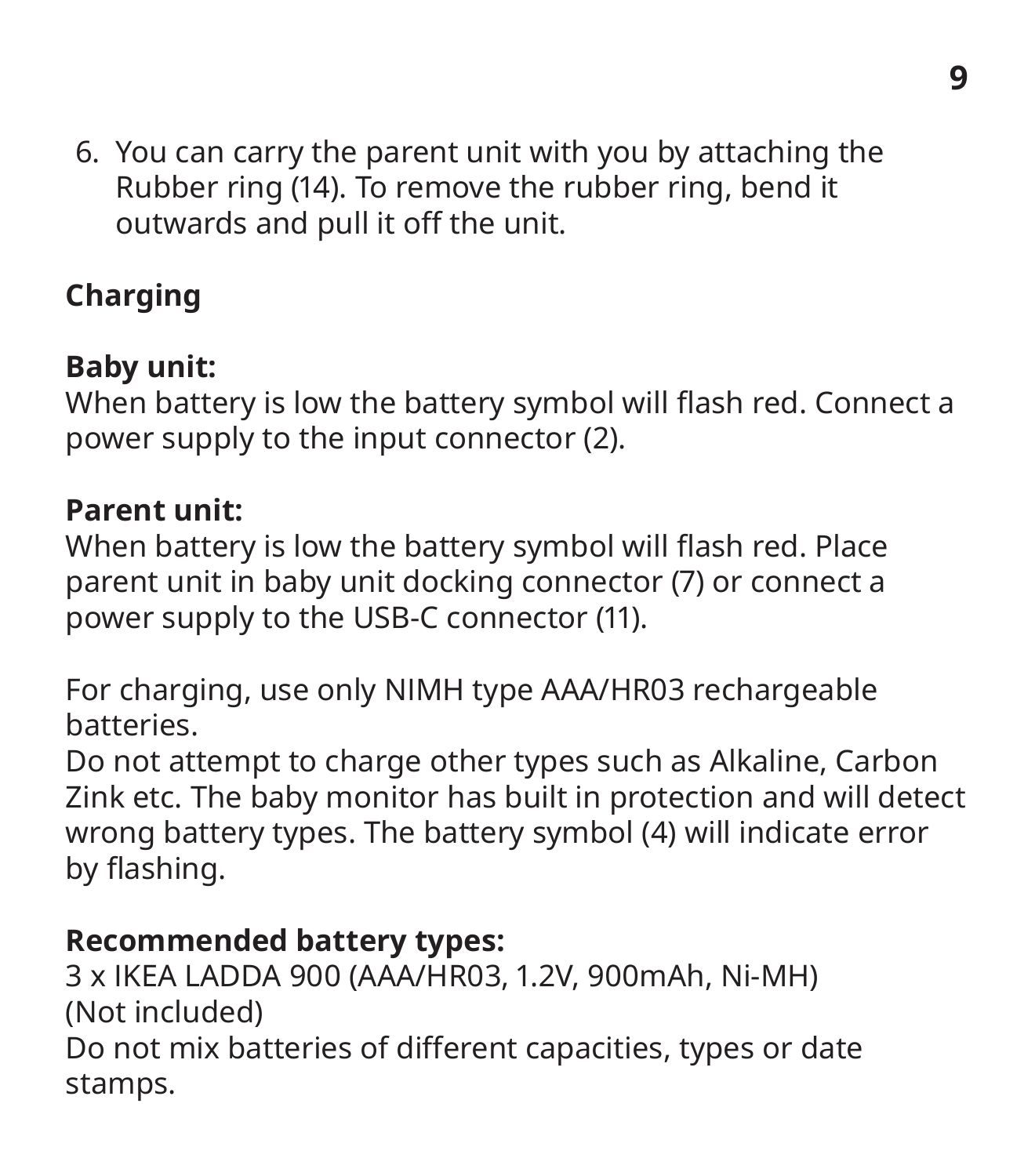6. You can carry the parent unit with you by attaching the Rubber ring (14). To remove the rubber ring, bend it outwards and pull it off the unit.

**Charging**

**Baby unit:**
When battery is low the battery symbol will flash red. Connect a power supply to the input connector (2).

**Parent unit:**
When battery is low the battery symbol will flash red. Place parent unit in baby unit docking connector (7) or connect a power supply to the USB-C connector (11).

For charging, use only NIMH type AAA/HR03 rechargeable batteries.
Do not attempt to charge other types such as Alkaline, Carbon Zink etc. The baby monitor has built in protection and will detect wrong battery types. The battery symbol (4) will indicate error by flashing.

**Recommended battery types:**
3 x IKEA LADDA 900 (AAA/HR03, 1.2V, 900mAh, Ni-MH)
(Not included)
Do not mix batteries of different capacities, types or date stamps.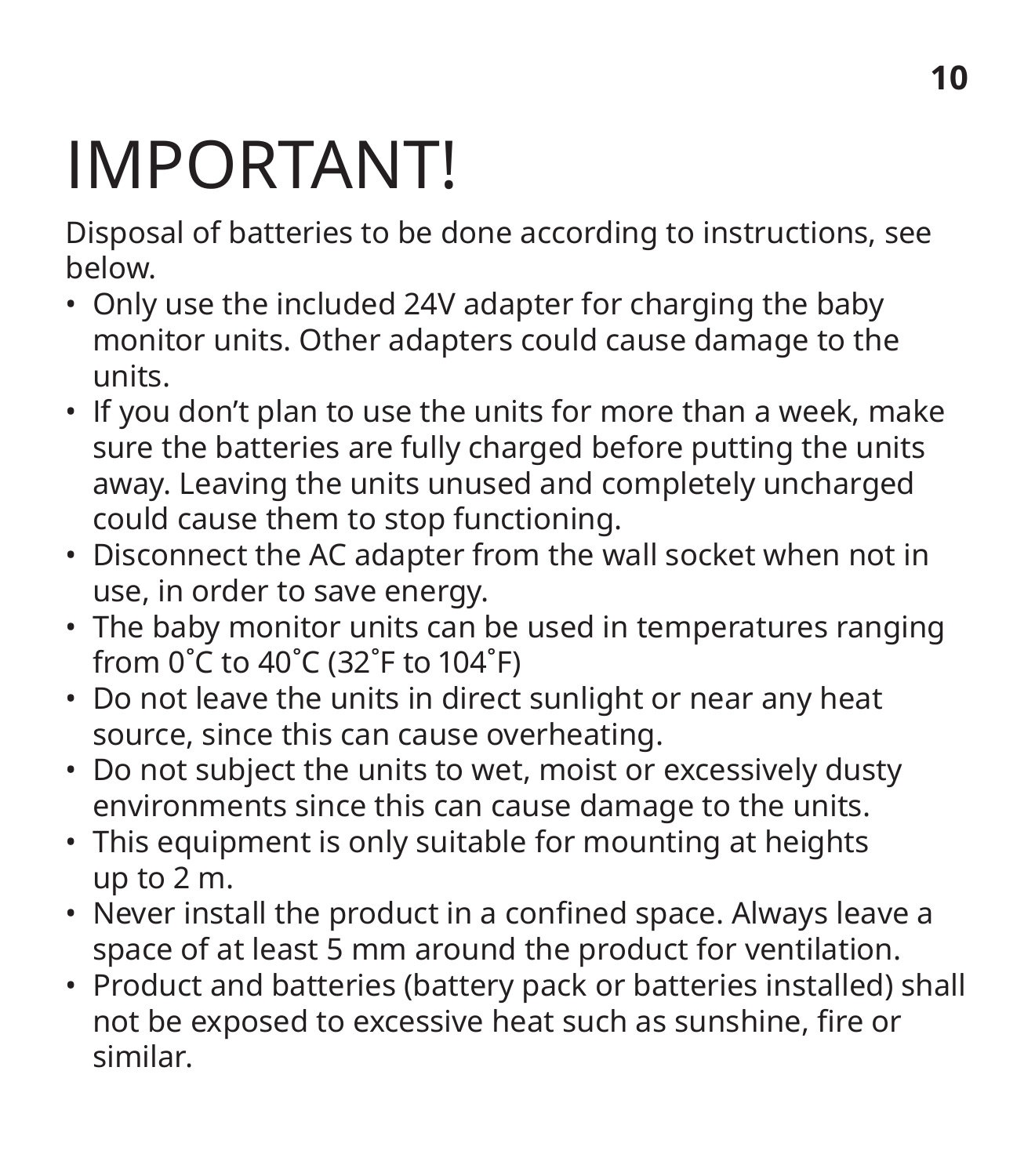# IMPORTANT!

Disposal of batteries to be done according to instructions, see below.

- Only use the included 24V adapter for charging the baby monitor units. Other adapters could cause damage to the units.
- If you don't plan to use the units for more than a week, make sure the batteries are fully charged before putting the units away. Leaving the units unused and completely uncharged could cause them to stop functioning.
- Disconnect the AC adapter from the wall socket when not in use, in order to save energy.
- The baby monitor units can be used in temperatures ranging from 0˚C to 40˚C (32˚F to 104˚F)
- Do not leave the units in direct sunlight or near any heat source, since this can cause overheating.
- Do not subject the units to wet, moist or excessively dusty environments since this can cause damage to the units.
- This equipment is only suitable for mounting at heights up to 2 m.
- Never install the product in a confined space. Always leave a space of at least 5 mm around the product for ventilation.
- Product and batteries (battery pack or batteries installed) shall not be exposed to excessive heat such as sunshine, fire or similar.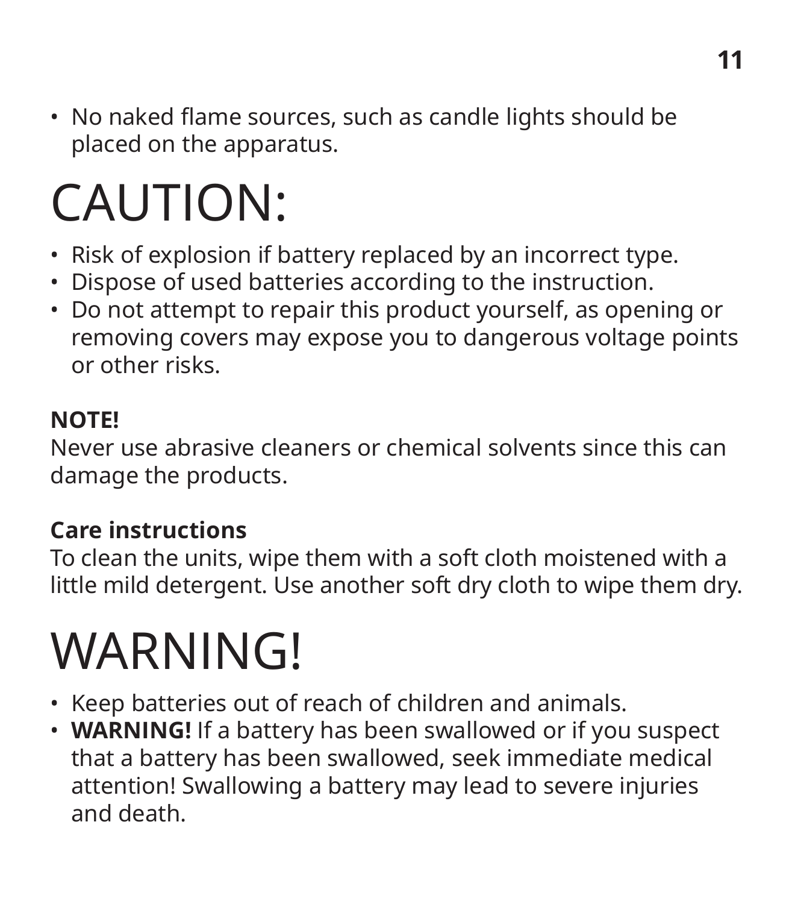- No naked flame sources, such as candle lights should be placed on the apparatus.

# CAUTION:

- Risk of explosion if battery replaced by an incorrect type.
- Dispose of used batteries according to the instruction.
- Do not attempt to repair this product yourself, as opening or removing covers may expose you to dangerous voltage points or other risks.

**NOTE!**
Never use abrasive cleaners or chemical solvents since this can damage the products.

**Care instructions**
To clean the units, wipe them with a soft cloth moistened with a little mild detergent. Use another soft dry cloth to wipe them dry.

# WARNING!

- Keep batteries out of reach of children and animals.
- **WARNING!** If a battery has been swallowed or if you suspect that a battery has been swallowed, seek immediate medical attention! Swallowing a battery may lead to severe injuries and death.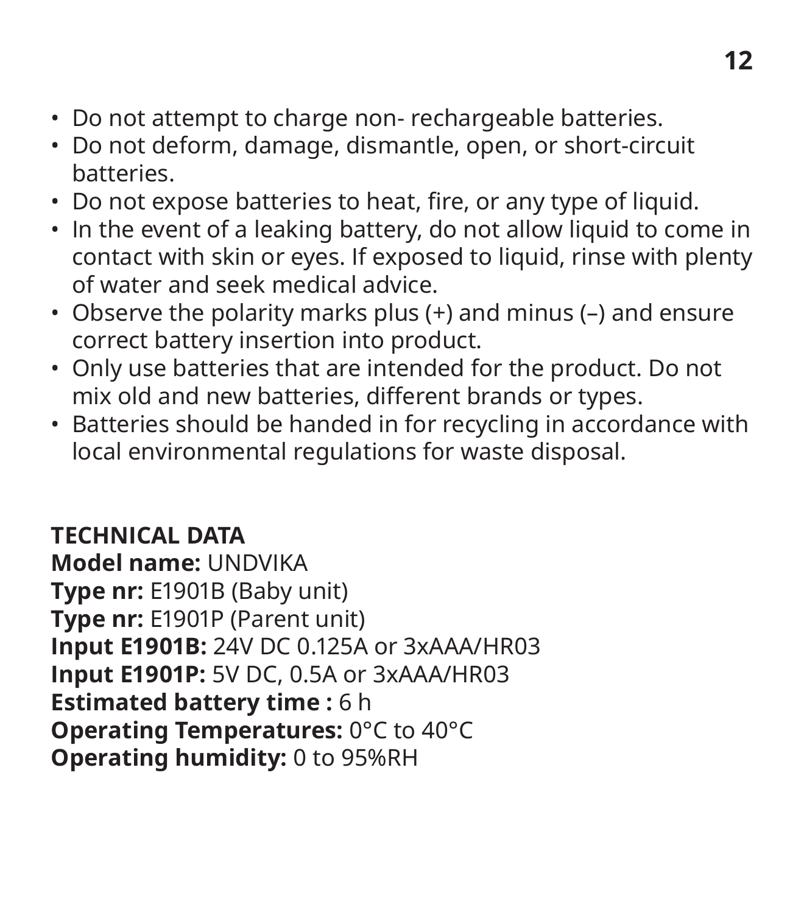- Do not attempt to charge non- rechargeable batteries.
- Do not deform, damage, dismantle, open, or short-circuit batteries.
- Do not expose batteries to heat, fire, or any type of liquid.
- In the event of a leaking battery, do not allow liquid to come in contact with skin or eyes. If exposed to liquid, rinse with plenty of water and seek medical advice.
- Observe the polarity marks plus (+) and minus (–) and ensure correct battery insertion into product.
- Only use batteries that are intended for the product. Do not mix old and new batteries, different brands or types.
- Batteries should be handed in for recycling in accordance with local environmental regulations for waste disposal.

**TECHNICAL DATA**
**Model name:** UNDVIKA
**Type nr:** E1901B (Baby unit)
**Type nr:** E1901P (Parent unit)
**Input E1901B:** 24V DC 0.125A or 3xAAA/HR03
**Input E1901P:** 5V DC, 0.5A or 3xAAA/HR03
**Estimated battery time :** 6 h
**Operating Temperatures:** 0°C to 40°C
**Operating humidity:** 0 to 95%RH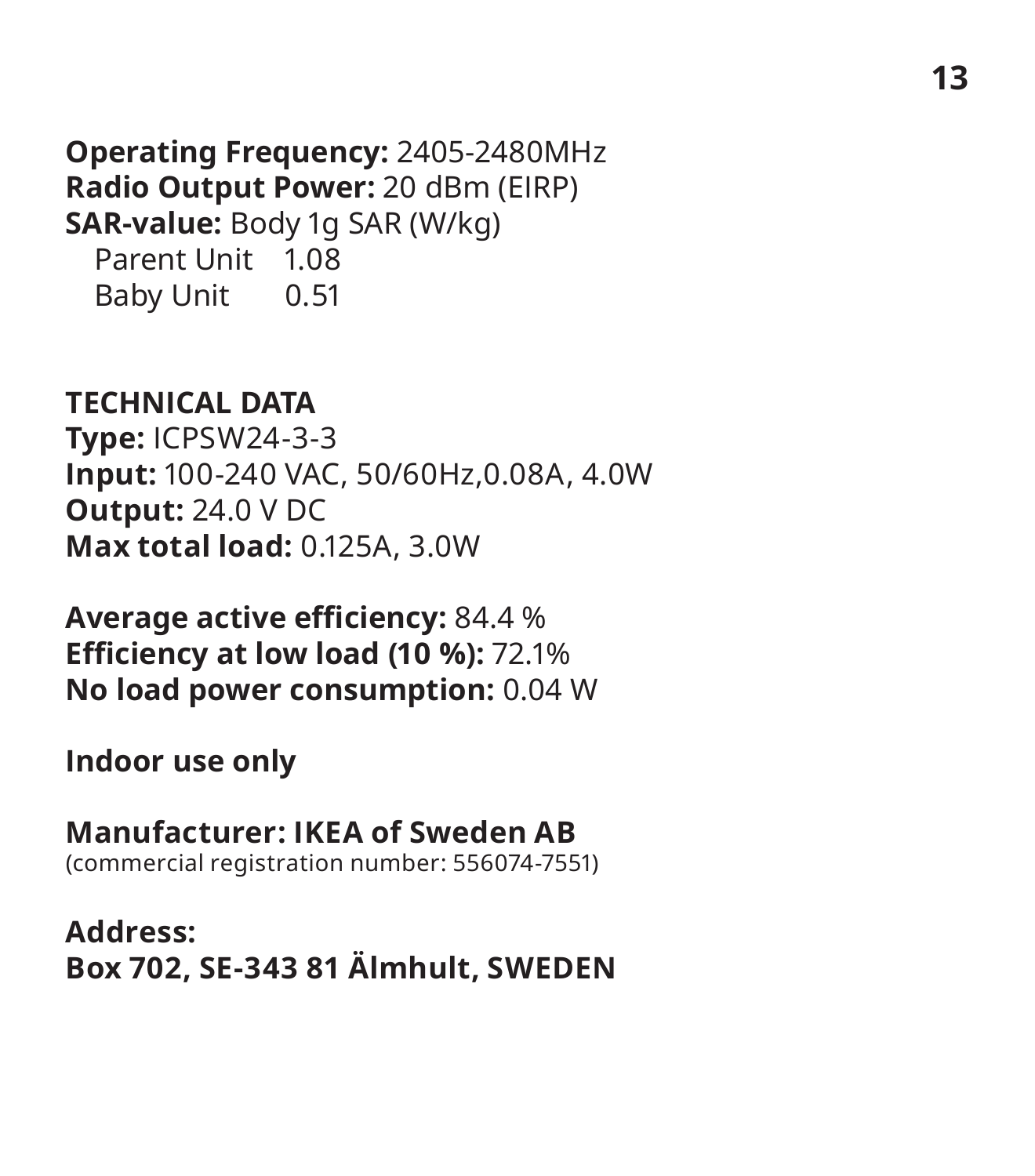**Operating Frequency:** 2405-2480MHz
**Radio Output Power:** 20 dBm (EIRP)
**SAR-value:** Body 1g SAR (W/kg)

| | |
|---|---|
| Parent Unit | 1.08 |
| Baby Unit | 0.51 |

**TECHNICAL DATA**
**Type:** ICPSW24-3-3
**Input:** 100-240 VAC, 50/60Hz,0.08A, 4.0W
**Output:** 24.0 V DC
**Max total load:** 0.125A, 3.0W

**Average active efficiency:** 84.4 %
**Efficiency at low load (10 %):** 72.1%
**No load power consumption:** 0.04 W

**Indoor use only**

**Manufacturer: IKEA of Sweden AB**
(commercial registration number: 556074-7551)

**Address:**
**Box 702, SE-343 81 Älmhult, SWEDEN**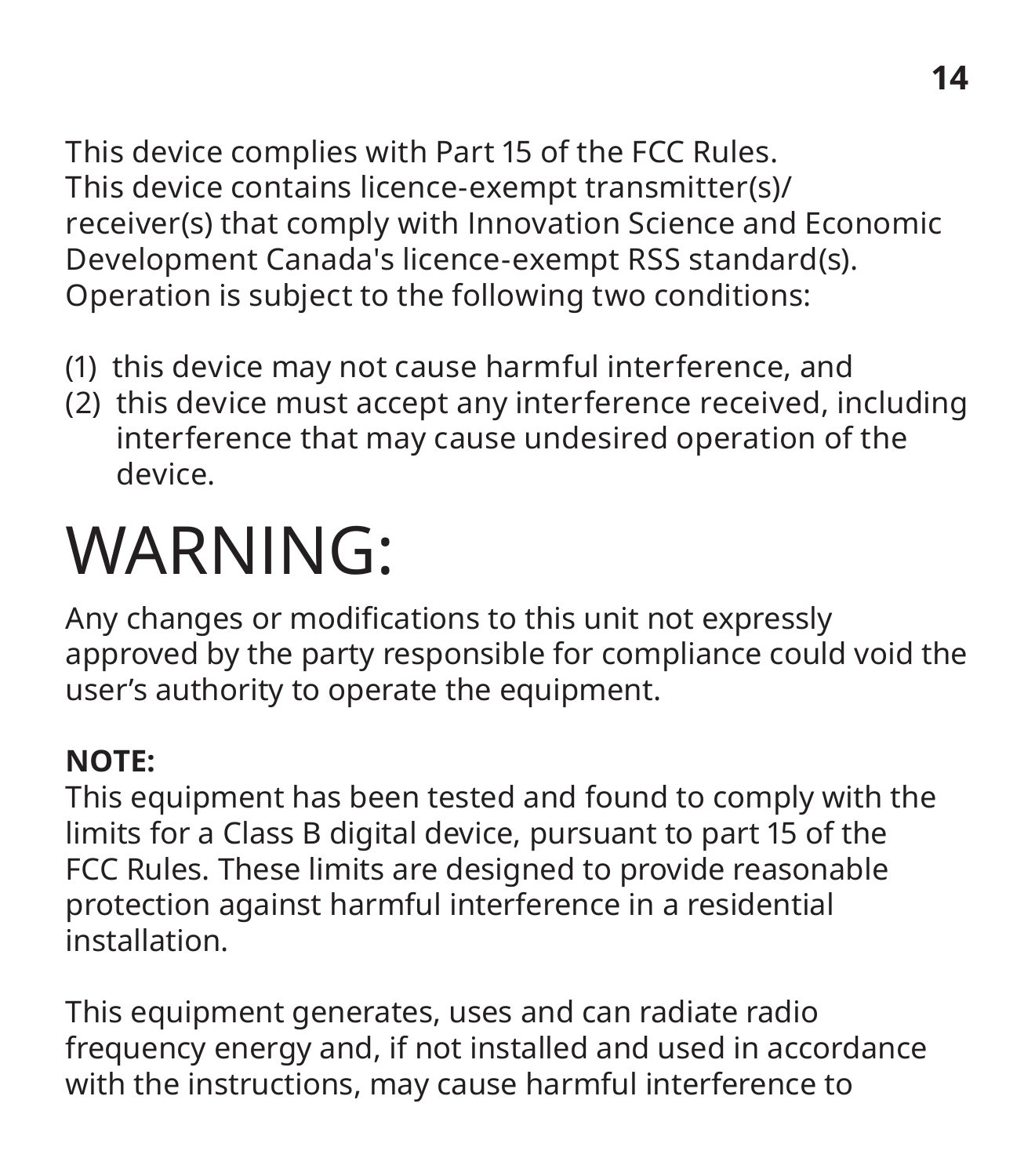This device complies with Part 15 of the FCC Rules.
This device contains licence-exempt transmitter(s)/receiver(s) that comply with Innovation Science and Economic Development Canada's licence-exempt RSS standard(s). Operation is subject to the following two conditions:

(1) this device may not cause harmful interference, and
(2) this device must accept any interference received, including interference that may cause undesired operation of the device.

# WARNING:

Any changes or modifications to this unit not expressly approved by the party responsible for compliance could void the user’s authority to operate the equipment.

**NOTE:**
This equipment has been tested and found to comply with the limits for a Class B digital device, pursuant to part 15 of the FCC Rules. These limits are designed to provide reasonable protection against harmful interference in a residential installation.

This equipment generates, uses and can radiate radio frequency energy and, if not installed and used in accordance with the instructions, may cause harmful interference to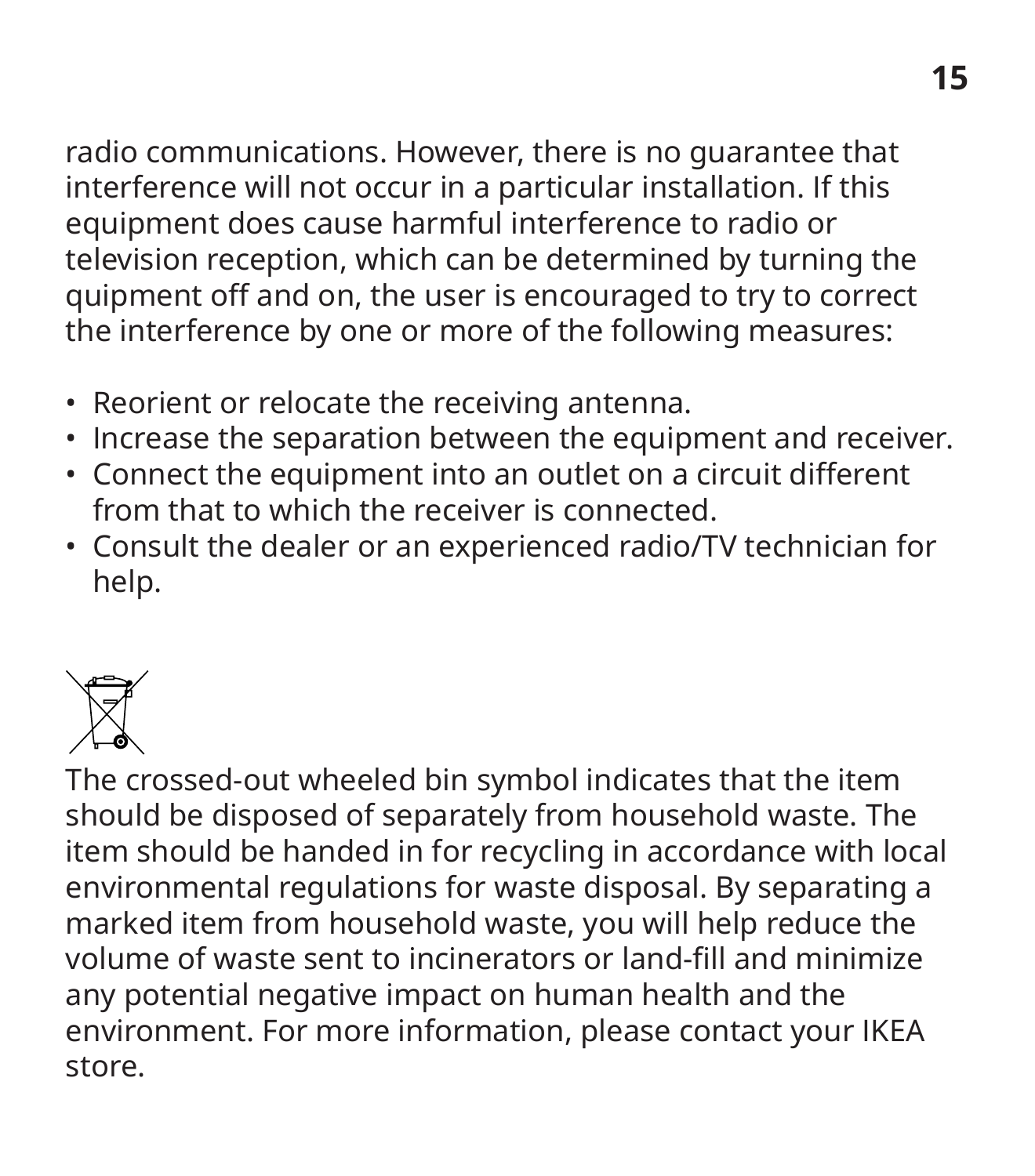radio communications. However, there is no guarantee that interference will not occur in a particular installation. If this equipment does cause harmful interference to radio or television reception, which can be determined by turning the quipment off and on, the user is encouraged to try to correct the interference by one or more of the following measures:

- Reorient or relocate the receiving antenna.
- Increase the separation between the equipment and receiver.
- Connect the equipment into an outlet on a circuit different from that to which the receiver is connected.
- Consult the dealer or an experienced radio/TV technician for help.

The crossed-out wheeled bin symbol indicates that the item should be disposed of separately from household waste. The item should be handed in for recycling in accordance with local environmental regulations for waste disposal. By separating a marked item from household waste, you will help reduce the volume of waste sent to incinerators or land-fill and minimize any potential negative impact on human health and the environment. For more information, please contact your IKEA store.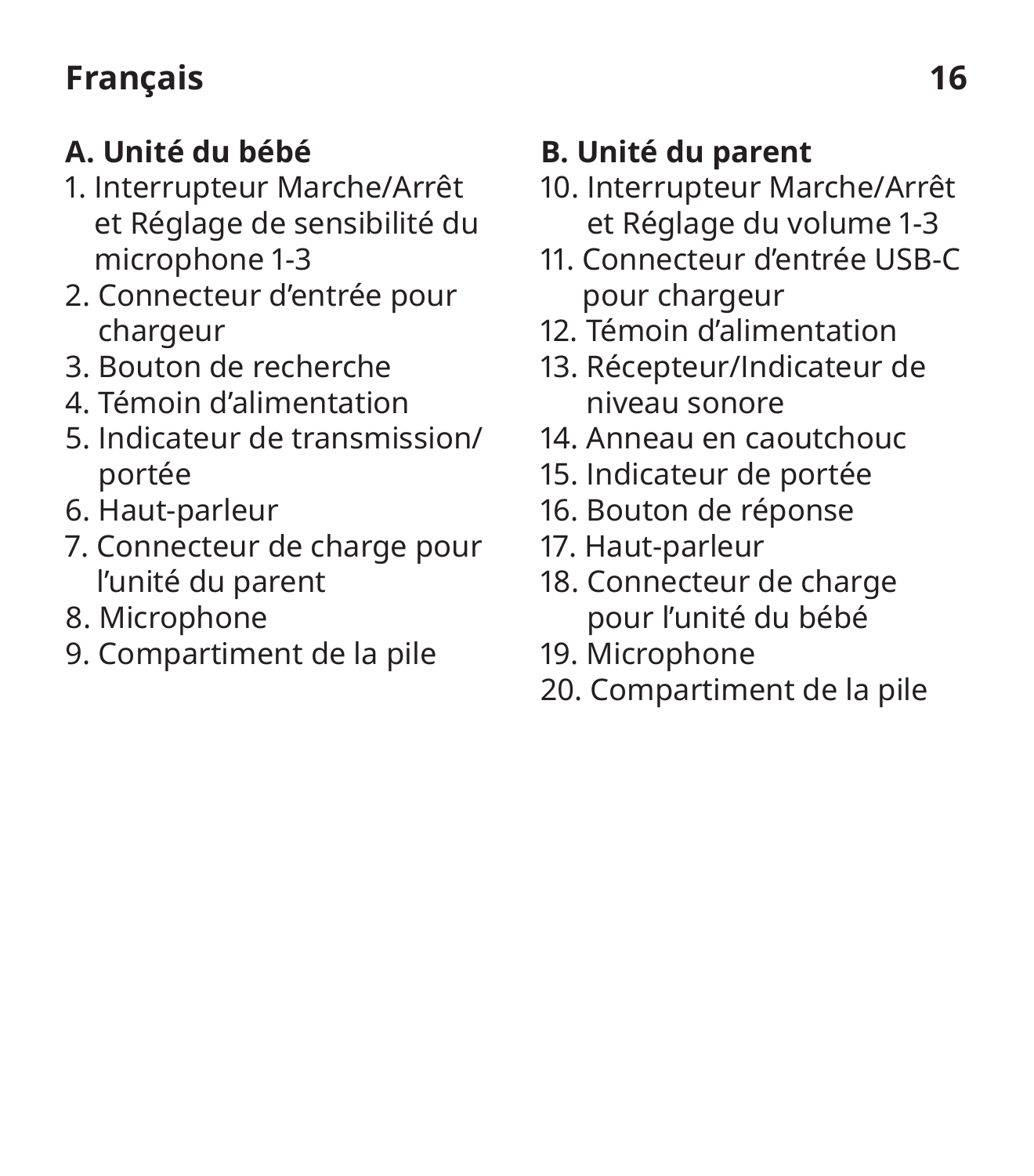**A. Unité du bébé**

1. Interrupteur Marche/Arrêt et Réglage de sensibilité du microphone 1-3
2. Connecteur d’entrée pour chargeur
3. Bouton de recherche
4. Témoin d’alimentation
5. Indicateur de transmission/portée
6. Haut-parleur
7. Connecteur de charge pour l’unité du parent
8. Microphone
9. Compartiment de la pile

**B. Unité du parent**

10. Interrupteur Marche/Arrêt et Réglage du volume 1-3
11. Connecteur d’entrée USB-C pour chargeur
12. Témoin d’alimentation
13. Récepteur/Indicateur de niveau sonore
14. Anneau en caoutchouc
15. Indicateur de portée
16. Bouton de réponse
17. Haut-parleur
18. Connecteur de charge pour l’unité du bébé
19. Microphone
20. Compartiment de la pile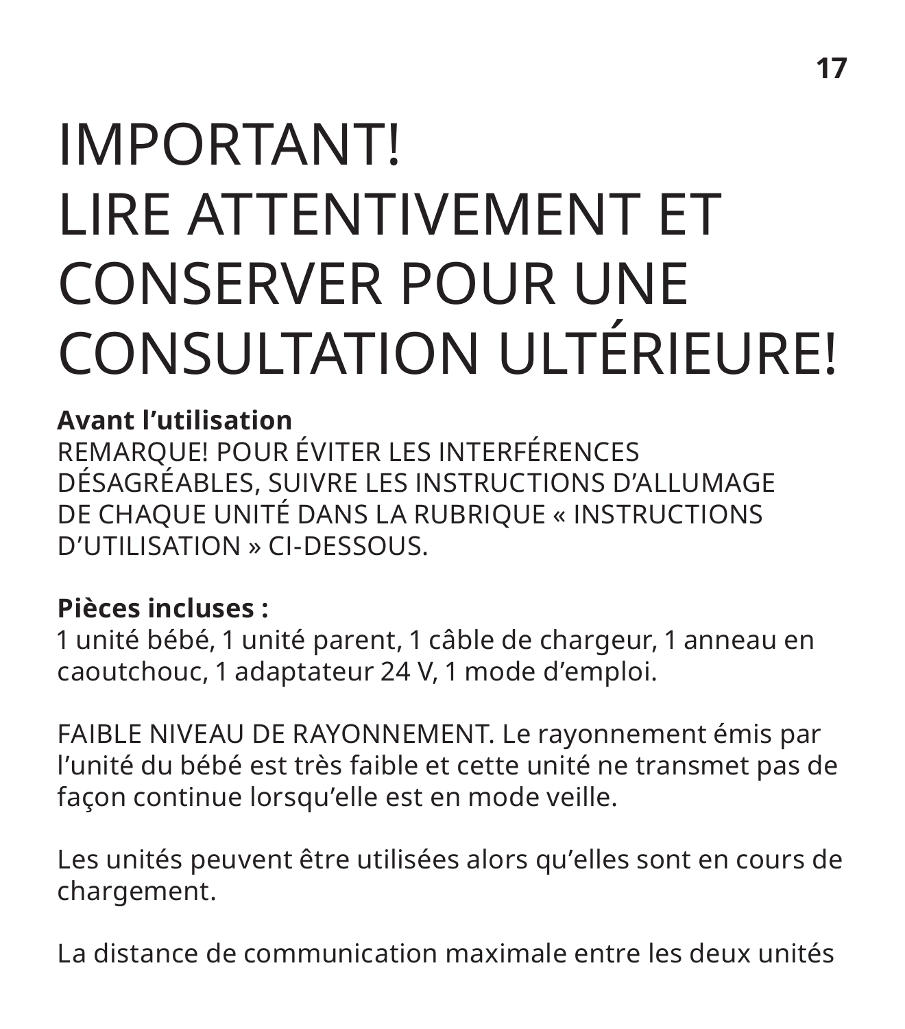# IMPORTANT!
# LIRE ATTENTIVEMENT ET CONSERVER POUR UNE CONSULTATION ULTÉRIEURE!

**Avant l'utilisation**
REMARQUE! POUR ÉVITER LES INTERFÉRENCES DÉSAGRÉABLES, SUIVRE LES INSTRUCTIONS D'ALLUMAGE DE CHAQUE UNITÉ DANS LA RUBRIQUE « INSTRUCTIONS D'UTILISATION » CI-DESSOUS.

**Pièces incluses :**
1 unité bébé, 1 unité parent, 1 câble de chargeur, 1 anneau en caoutchouc, 1 adaptateur 24 V, 1 mode d'emploi.

FAIBLE NIVEAU DE RAYONNEMENT. Le rayonnement émis par l'unité du bébé est très faible et cette unité ne transmet pas de façon continue lorsqu'elle est en mode veille.

Les unités peuvent être utilisées alors qu'elles sont en cours de chargement.

La distance de communication maximale entre les deux unités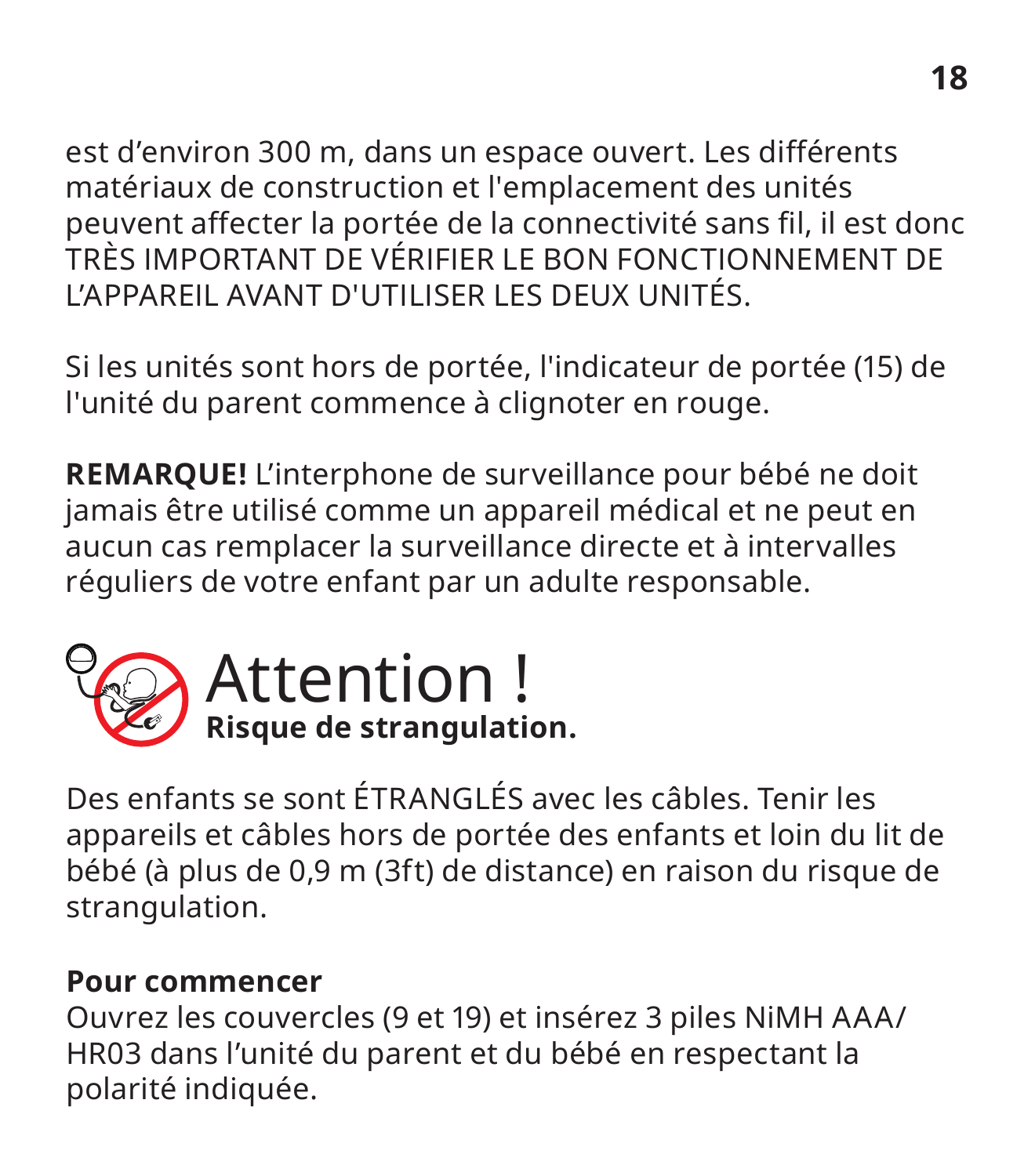est d’environ 300 m, dans un espace ouvert. Les différents matériaux de construction et l'emplacement des unités peuvent affecter la portée de la connectivité sans fil, il est donc TRÈS IMPORTANT DE VÉRIFIER LE BON FONCTIONNEMENT DE L’APPAREIL AVANT D'UTILISER LES DEUX UNITÉS.

Si les unités sont hors de portée, l'indicateur de portée (15) de l'unité du parent commence à clignoter en rouge.

**REMARQUE!** L’interphone de surveillance pour bébé ne doit jamais être utilisé comme un appareil médical et ne peut en aucun cas remplacer la surveillance directe et à intervalles réguliers de votre enfant par un adulte responsable.

# Attention !

**Risque de strangulation.**

Des enfants se sont ÉTRANGLÉS avec les câbles. Tenir les appareils et câbles hors de portée des enfants et loin du lit de bébé (à plus de 0,9 m (3ft) de distance) en raison du risque de strangulation.

**Pour commencer**

Ouvrez les couvercles (9 et 19) et insérez 3 piles NiMH AAA/ HR03 dans l’unité du parent et du bébé en respectant la polarité indiquée.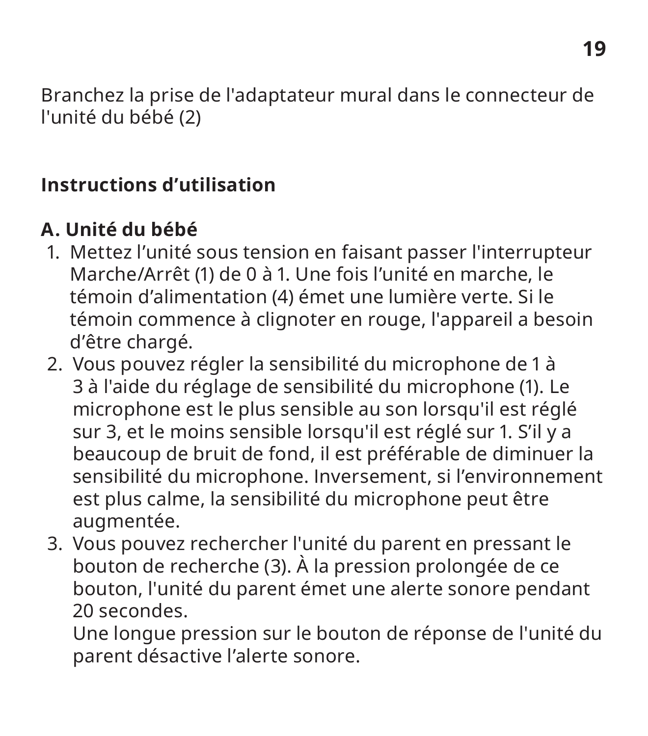Branchez la prise de l'adaptateur mural dans le connecteur de l'unité du bébé (2)

## Instructions d’utilisation

### A. Unité du bébé

1. Mettez l’unité sous tension en faisant passer l'interrupteur Marche/Arrêt (1) de 0 à 1. Une fois l’unité en marche, le témoin d’alimentation (4) émet une lumière verte. Si le témoin commence à clignoter en rouge, l'appareil a besoin d’être chargé.
2. Vous pouvez régler la sensibilité du microphone de 1 à 3 à l'aide du réglage de sensibilité du microphone (1). Le microphone est le plus sensible au son lorsqu'il est réglé sur 3, et le moins sensible lorsqu'il est réglé sur 1. S’il y a beaucoup de bruit de fond, il est préférable de diminuer la sensibilité du microphone. Inversement, si l’environnement est plus calme, la sensibilité du microphone peut être augmentée.
3. Vous pouvez rechercher l'unité du parent en pressant le bouton de recherche (3). À la pression prolongée de ce bouton, l'unité du parent émet une alerte sonore pendant 20 secondes.
   Une longue pression sur le bouton de réponse de l'unité du parent désactive l’alerte sonore.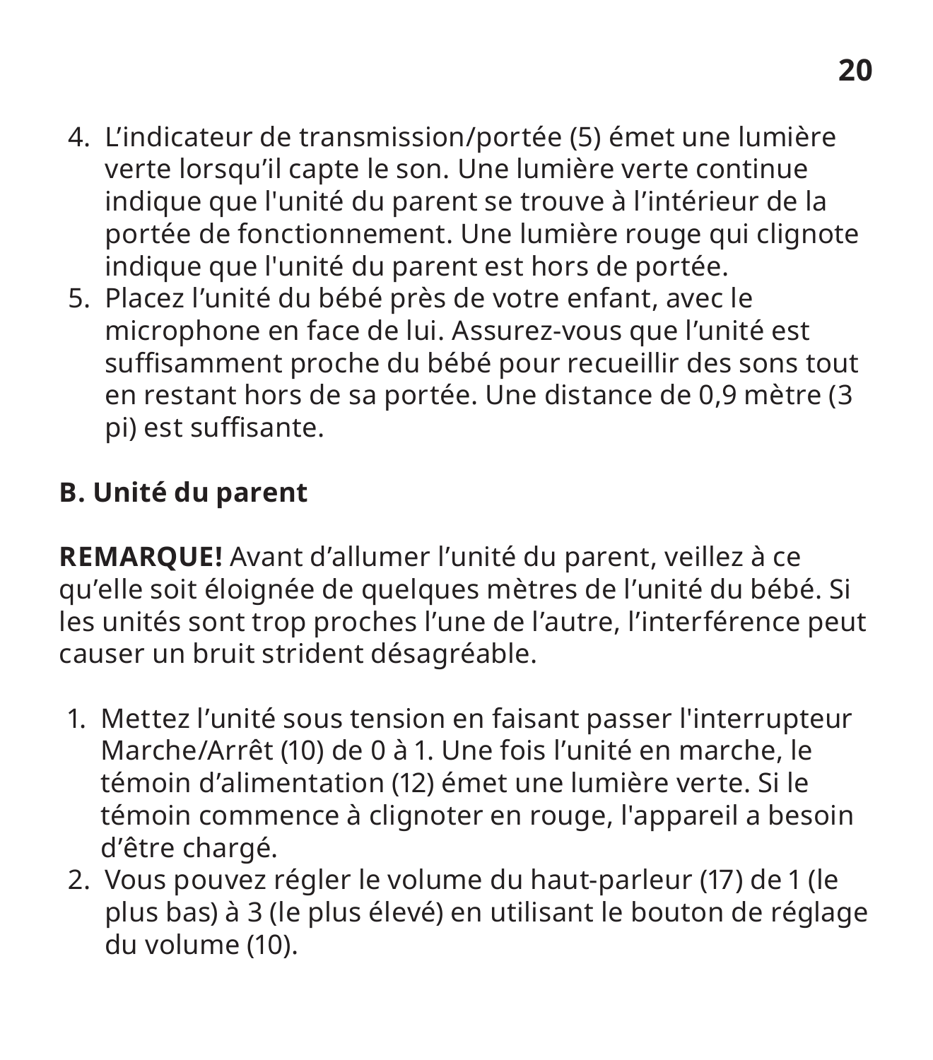4. L’indicateur de transmission/portée (5) émet une lumière verte lorsqu’il capte le son. Une lumière verte continue indique que l'unité du parent se trouve à l’intérieur de la portée de fonctionnement. Une lumière rouge qui clignote indique que l'unité du parent est hors de portée.
5. Placez l’unité du bébé près de votre enfant, avec le microphone en face de lui. Assurez-vous que l’unité est suffisamment proche du bébé pour recueillir des sons tout en restant hors de sa portée. Une distance de 0,9 mètre (3 pi) est suffisante.

**B. Unité du parent**

**REMARQUE!** Avant d’allumer l’unité du parent, veillez à ce qu’elle soit éloignée de quelques mètres de l’unité du bébé. Si les unités sont trop proches l’une de l’autre, l’interférence peut causer un bruit strident désagréable.

1. Mettez l’unité sous tension en faisant passer l'interrupteur Marche/Arrêt (10) de 0 à 1. Une fois l’unité en marche, le témoin d’alimentation (12) émet une lumière verte. Si le témoin commence à clignoter en rouge, l'appareil a besoin d’être chargé.
2. Vous pouvez régler le volume du haut-parleur (17) de 1 (le plus bas) à 3 (le plus élevé) en utilisant le bouton de réglage du volume (10).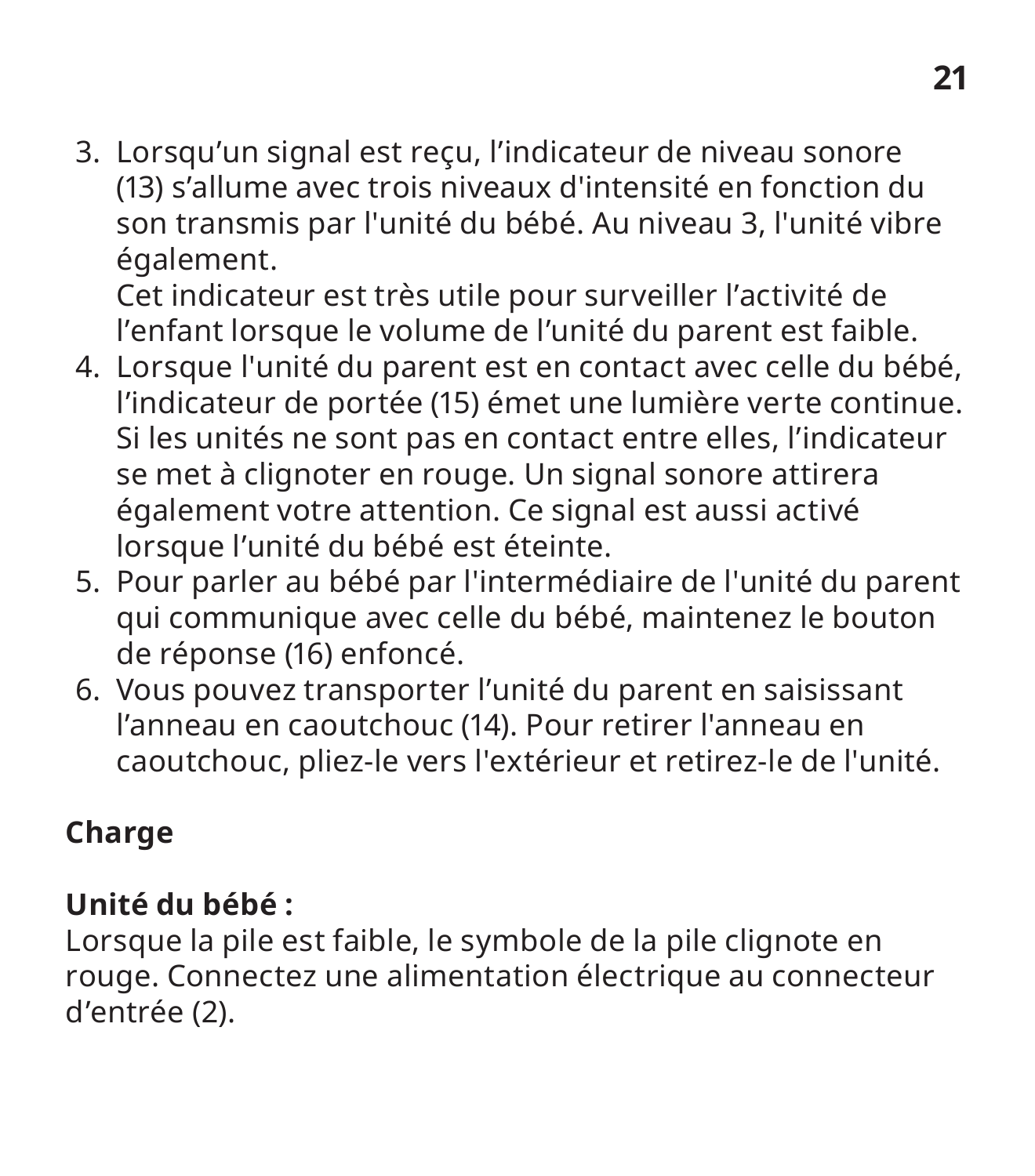3. Lorsqu’un signal est reçu, l’indicateur de niveau sonore (13) s’allume avec trois niveaux d'intensité en fonction du son transmis par l'unité du bébé. Au niveau 3, l'unité vibre également.
   Cet indicateur est très utile pour surveiller l’activité de l’enfant lorsque le volume de l’unité du parent est faible.
4. Lorsque l'unité du parent est en contact avec celle du bébé, l’indicateur de portée (15) émet une lumière verte continue. Si les unités ne sont pas en contact entre elles, l’indicateur se met à clignoter en rouge. Un signal sonore attirera également votre attention. Ce signal est aussi activé lorsque l’unité du bébé est éteinte.
5. Pour parler au bébé par l'intermédiaire de l'unité du parent qui communique avec celle du bébé, maintenez le bouton de réponse (16) enfoncé.
6. Vous pouvez transporter l’unité du parent en saisissant l’anneau en caoutchouc (14). Pour retirer l'anneau en caoutchouc, pliez-le vers l'extérieur et retirez-le de l'unité.

**Charge**

**Unité du bébé :**
Lorsque la pile est faible, le symbole de la pile clignote en rouge. Connectez une alimentation électrique au connecteur d’entrée (2).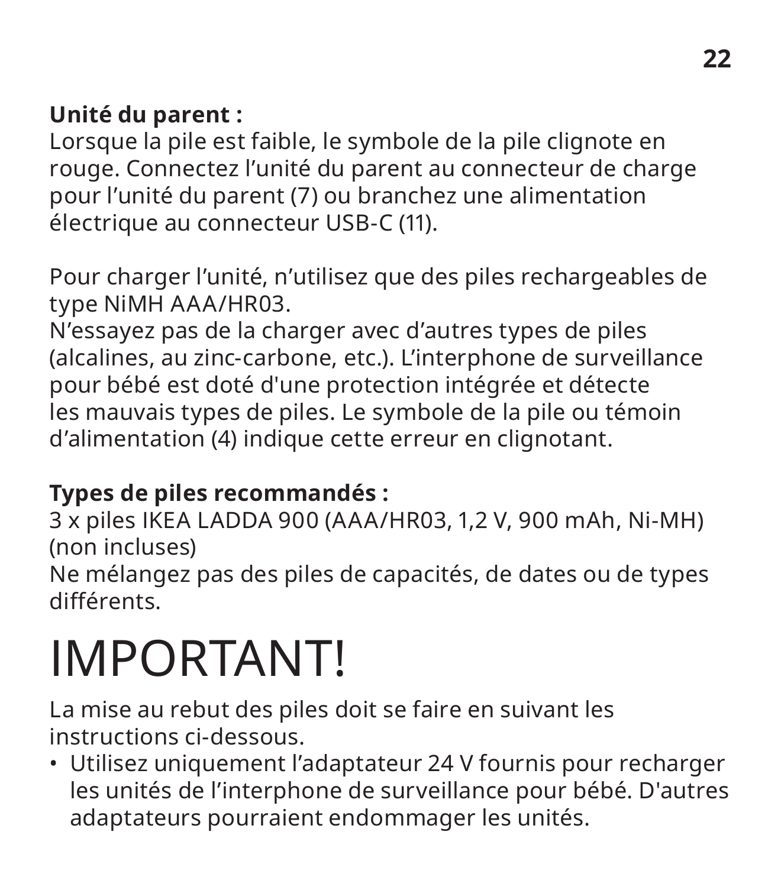**Unité du parent :**
Lorsque la pile est faible, le symbole de la pile clignote en rouge. Connectez l’unité du parent au connecteur de charge pour l’unité du parent (7) ou branchez une alimentation électrique au connecteur USB-C (11).

Pour charger l’unité, n’utilisez que des piles rechargeables de type NiMH AAA/HR03.
N’essayez pas de la charger avec d’autres types de piles (alcalines, au zinc-carbone, etc.). L’interphone de surveillance pour bébé est doté d'une protection intégrée et détecte les mauvais types de piles. Le symbole de la pile ou témoin d’alimentation (4) indique cette erreur en clignotant.

**Types de piles recommandés :**
3 x piles IKEA LADDA 900 (AAA/HR03, 1,2 V, 900 mAh, Ni-MH) (non incluses)
Ne mélangez pas des piles de capacités, de dates ou de types différents.

# IMPORTANT!

La mise au rebut des piles doit se faire en suivant les instructions ci-dessous.

- Utilisez uniquement l’adaptateur 24 V fournis pour recharger les unités de l’interphone de surveillance pour bébé. D'autres adaptateurs pourraient endommager les unités.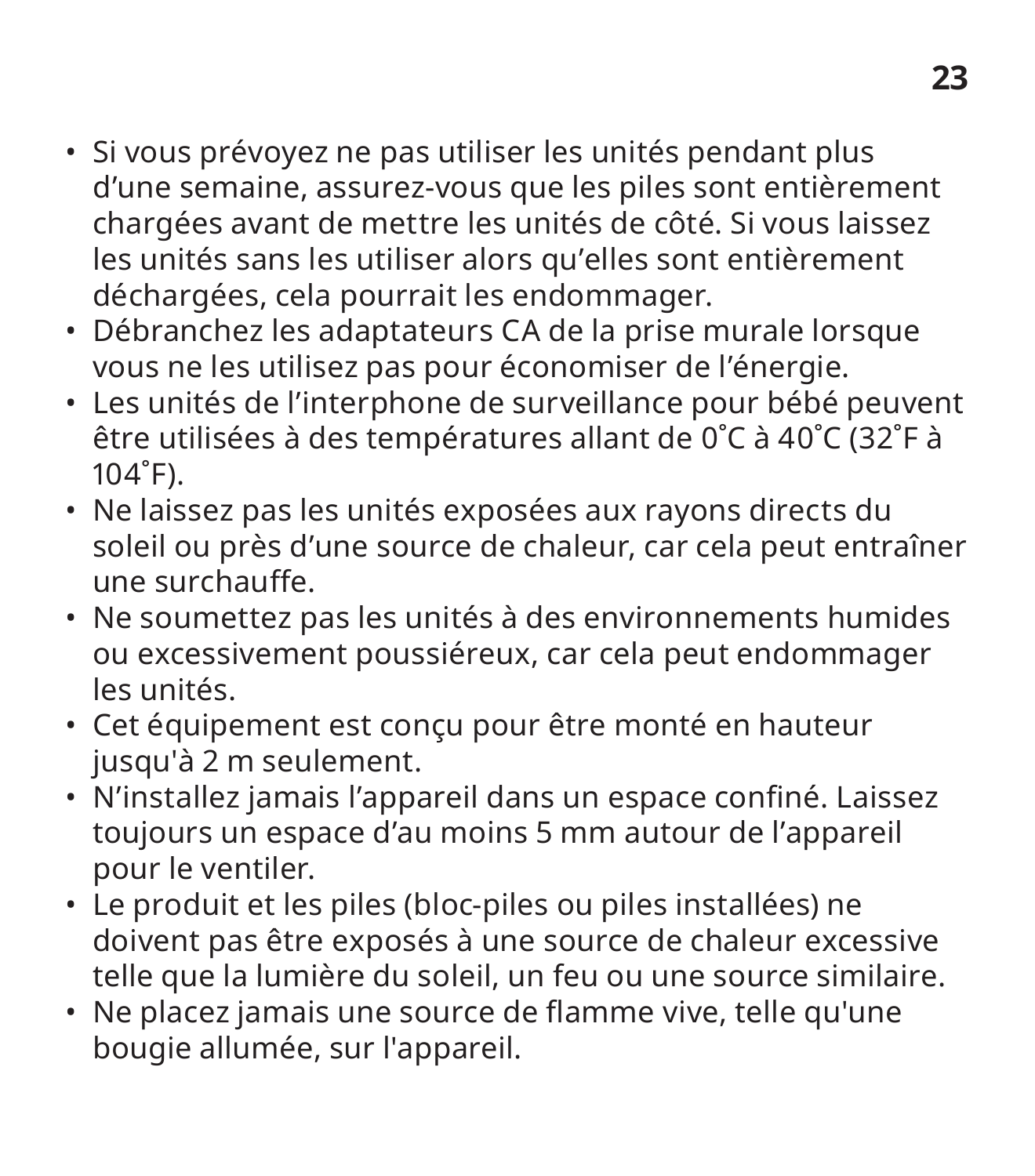- Si vous prévoyez ne pas utiliser les unités pendant plus d’une semaine, assurez-vous que les piles sont entièrement chargées avant de mettre les unités de côté. Si vous laissez les unités sans les utiliser alors qu’elles sont entièrement déchargées, cela pourrait les endommager.
- Débranchez les adaptateurs CA de la prise murale lorsque vous ne les utilisez pas pour économiser de l’énergie.
- Les unités de l’interphone de surveillance pour bébé peuvent être utilisées à des températures allant de 0˚C à 40˚C (32˚F à 104˚F).
- Ne laissez pas les unités exposées aux rayons directs du soleil ou près d’une source de chaleur, car cela peut entraîner une surchauffe.
- Ne soumettez pas les unités à des environnements humides ou excessivement poussiéreux, car cela peut endommager les unités.
- Cet équipement est conçu pour être monté en hauteur jusqu'à 2 m seulement.
- N’installez jamais l’appareil dans un espace confiné. Laissez toujours un espace d’au moins 5 mm autour de l’appareil pour le ventiler.
- Le produit et les piles (bloc-piles ou piles installées) ne doivent pas être exposés à une source de chaleur excessive telle que la lumière du soleil, un feu ou une source similaire.
- Ne placez jamais une source de flamme vive, telle qu'une bougie allumée, sur l'appareil.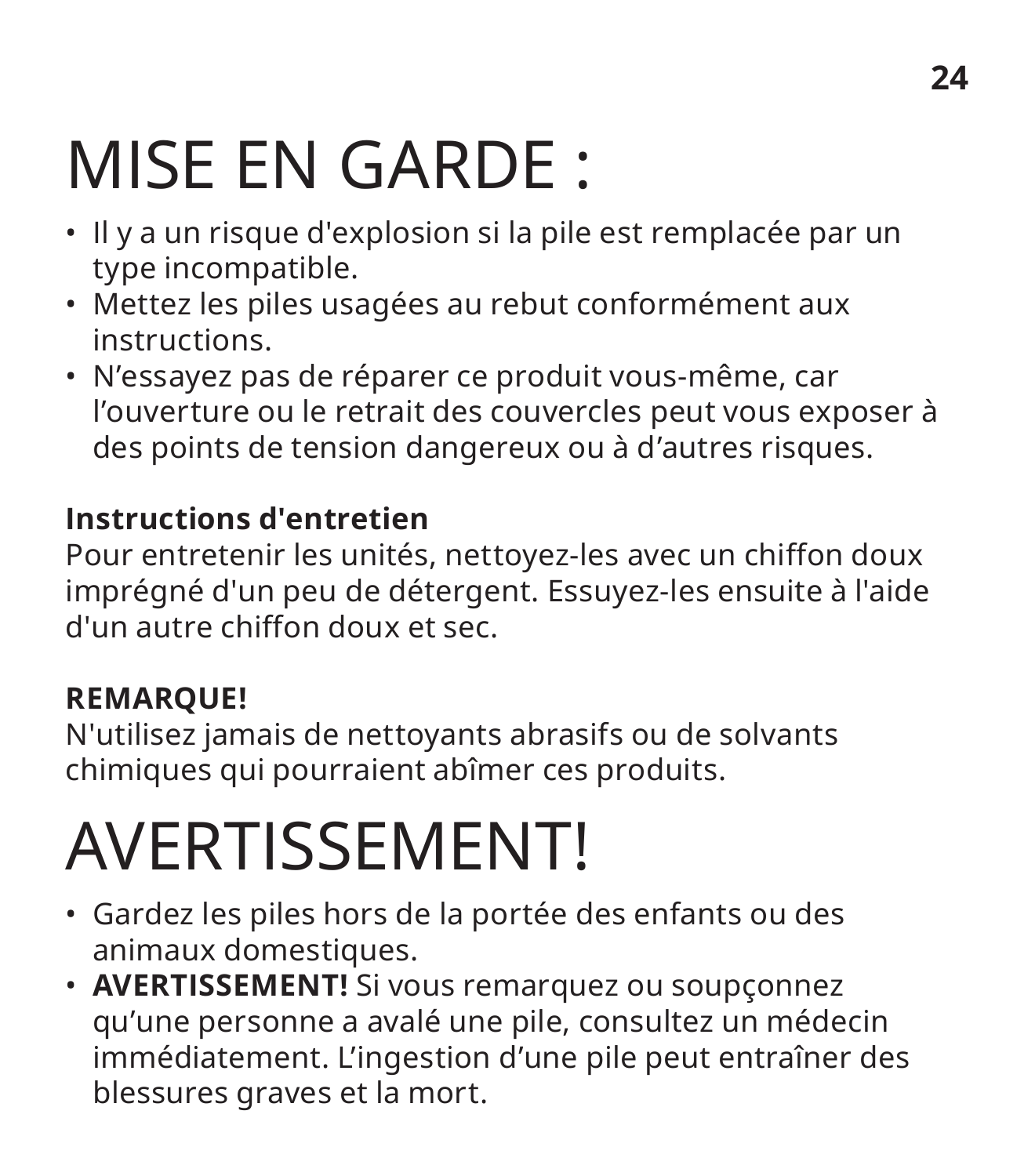# MISE EN GARDE :

- Il y a un risque d'explosion si la pile est remplacée par un type incompatible.
- Mettez les piles usagées au rebut conformément aux instructions.
- N’essayez pas de réparer ce produit vous-même, car l’ouverture ou le retrait des couvercles peut vous exposer à des points de tension dangereux ou à d’autres risques.

**Instructions d'entretien**
Pour entretenir les unités, nettoyez-les avec un chiffon doux imprégné d'un peu de détergent. Essuyez-les ensuite à l'aide d'un autre chiffon doux et sec.

**REMARQUE!**
N'utilisez jamais de nettoyants abrasifs ou de solvants chimiques qui pourraient abîmer ces produits.

# AVERTISSEMENT!

- Gardez les piles hors de la portée des enfants ou des animaux domestiques.
- **AVERTISSEMENT!** Si vous remarquez ou soupçonnez qu’une personne a avalé une pile, consultez un médecin immédiatement. L’ingestion d’une pile peut entraîner des blessures graves et la mort.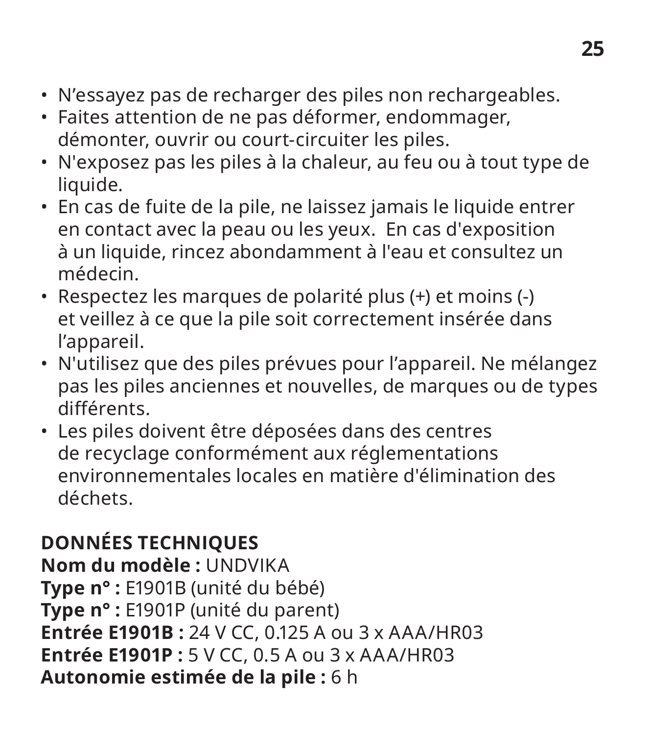- N’essayez pas de recharger des piles non rechargeables.
- Faites attention de ne pas déformer, endommager, démonter, ouvrir ou court-circuiter les piles.
- N'exposez pas les piles à la chaleur, au feu ou à tout type de liquide.
- En cas de fuite de la pile, ne laissez jamais le liquide entrer en contact avec la peau ou les yeux. En cas d'exposition à un liquide, rincez abondamment à l'eau et consultez un médecin.
- Respectez les marques de polarité plus (+) et moins (-) et veillez à ce que la pile soit correctement insérée dans l’appareil.
- N'utilisez que des piles prévues pour l’appareil. Ne mélangez pas les piles anciennes et nouvelles, de marques ou de types différents.
- Les piles doivent être déposées dans des centres de recyclage conformément aux réglementations environnementales locales en matière d'élimination des déchets.

**DONNÉES TECHNIQUES**
**Nom du modèle :** UNDVIKA
**Type n° :** E1901B (unité du bébé)
**Type n° :** E1901P (unité du parent)
**Entrée E1901B :** 24 V CC, 0.125 A ou 3 x AAA/HR03
**Entrée E1901P :** 5 V CC, 0.5 A ou 3 x AAA/HR03
**Autonomie estimée de la pile :** 6 h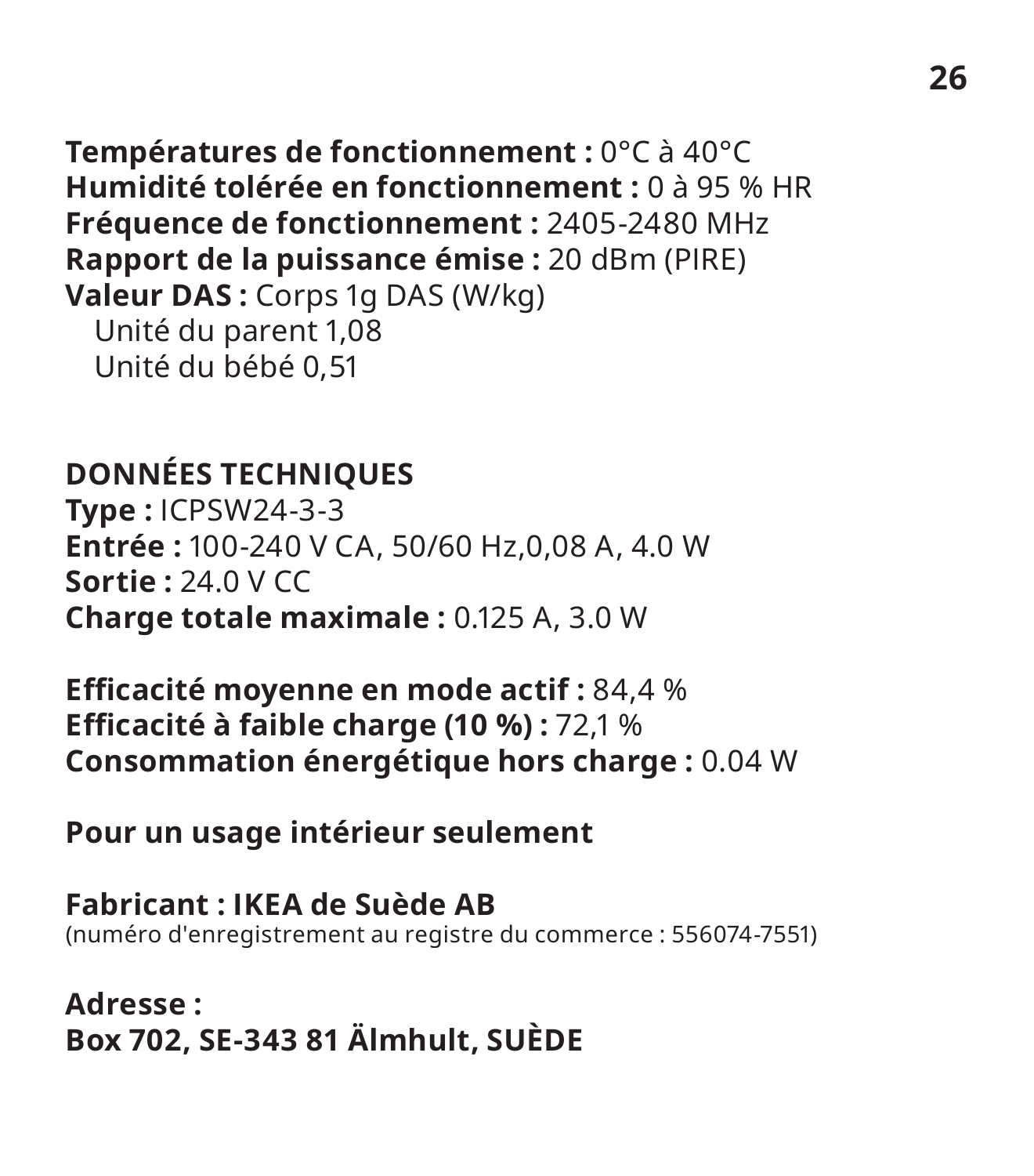**Températures de fonctionnement :** 0°C à 40°C
**Humidité tolérée en fonctionnement :** 0 à 95 % HR
**Fréquence de fonctionnement :** 2405-2480 MHz
**Rapport de la puissance émise :** 20 dBm (PIRE)
**Valeur DAS :** Corps 1g DAS (W/kg)
  Unité du parent 1,08
  Unité du bébé 0,51

**DONNÉES TECHNIQUES**
**Type :** ICPSW24-3-3
**Entrée :** 100-240 V CA, 50/60 Hz,0,08 A, 4.0 W
**Sortie :** 24.0 V CC
**Charge totale maximale :** 0.125 A, 3.0 W

**Efficacité moyenne en mode actif :** 84,4 %
**Efficacité à faible charge (10 %) :** 72,1 %
**Consommation énergétique hors charge :** 0.04 W

**Pour un usage intérieur seulement**

**Fabricant : IKEA de Suède AB**
(numéro d'enregistrement au registre du commerce : 556074-7551)

**Adresse :**
**Box 702, SE-343 81 Älmhult, SUÈDE**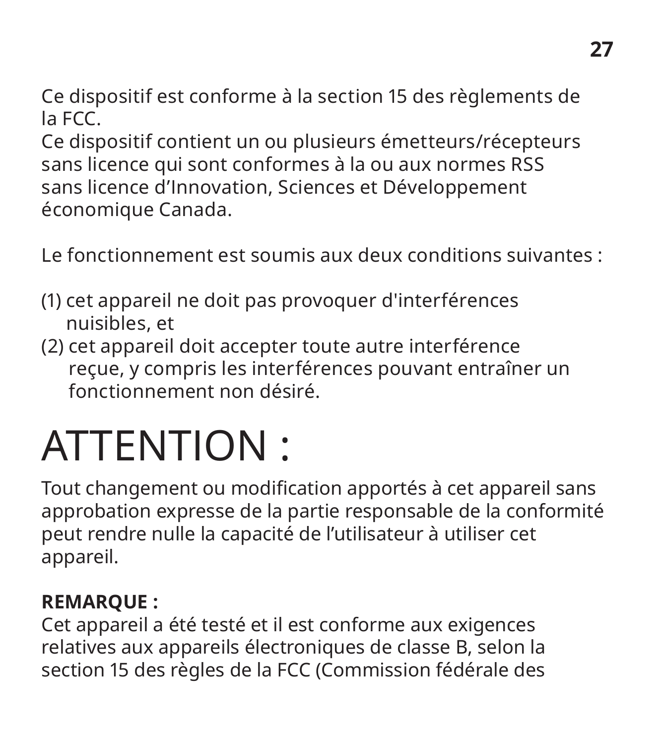Ce dispositif est conforme à la section 15 des règlements de la FCC.
Ce dispositif contient un ou plusieurs émetteurs/récepteurs sans licence qui sont conformes à la ou aux normes RSS sans licence d’Innovation, Sciences et Développement économique Canada.

Le fonctionnement est soumis aux deux conditions suivantes :

(1) cet appareil ne doit pas provoquer d'interférences nuisibles, et
(2) cet appareil doit accepter toute autre interférence reçue, y compris les interférences pouvant entraîner un fonctionnement non désiré.

# ATTENTION :

Tout changement ou modification apportés à cet appareil sans approbation expresse de la partie responsable de la conformité peut rendre nulle la capacité de l’utilisateur à utiliser cet appareil.

**REMARQUE :**
Cet appareil a été testé et il est conforme aux exigences relatives aux appareils électroniques de classe B, selon la section 15 des règles de la FCC (Commission fédérale des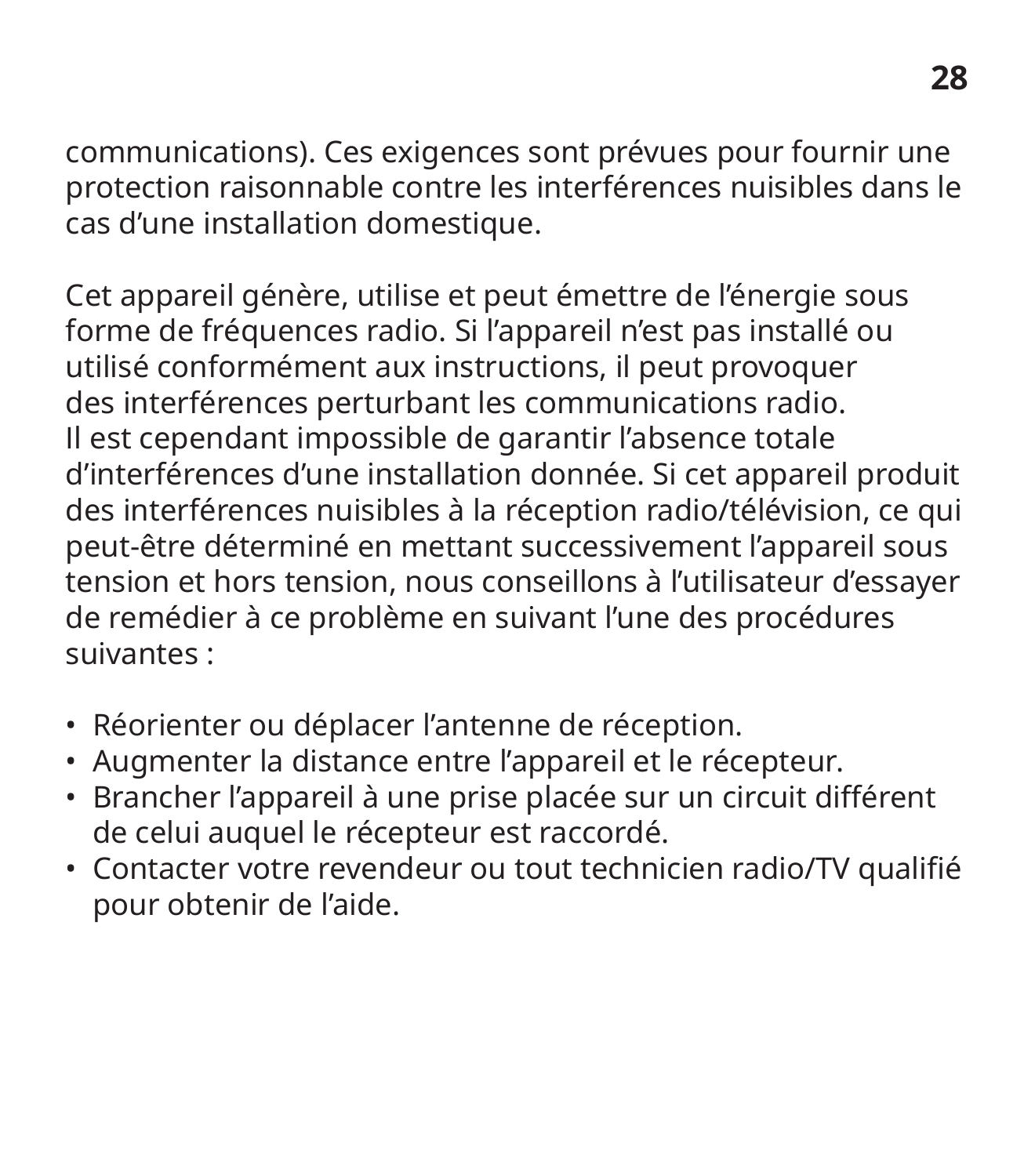communications). Ces exigences sont prévues pour fournir une protection raisonnable contre les interférences nuisibles dans le cas d'une installation domestique.

Cet appareil génère, utilise et peut émettre de l'énergie sous forme de fréquences radio. Si l'appareil n'est pas installé ou utilisé conformément aux instructions, il peut provoquer des interférences perturbant les communications radio. Il est cependant impossible de garantir l'absence totale d'interférences d'une installation donnée. Si cet appareil produit des interférences nuisibles à la réception radio/télévision, ce qui peut-être déterminé en mettant successivement l'appareil sous tension et hors tension, nous conseillons à l'utilisateur d'essayer de remédier à ce problème en suivant l'une des procédures suivantes :

- Réorienter ou déplacer l'antenne de réception.
- Augmenter la distance entre l'appareil et le récepteur.
- Brancher l'appareil à une prise placée sur un circuit différent de celui auquel le récepteur est raccordé.
- Contacter votre revendeur ou tout technicien radio/TV qualifié pour obtenir de l'aide.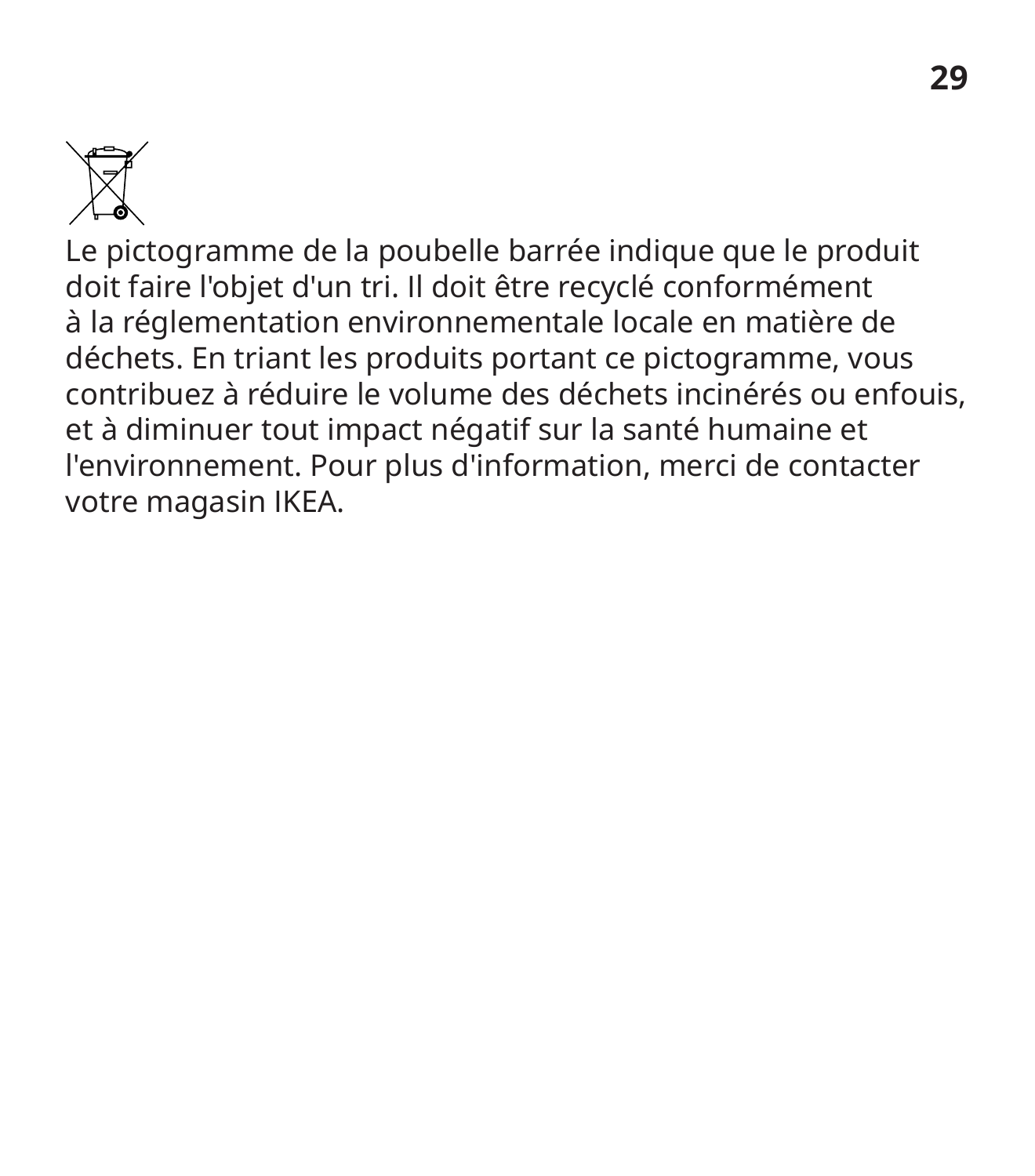Le pictogramme de la poubelle barrée indique que le produit doit faire l'objet d'un tri. Il doit être recyclé conformément à la réglementation environnementale locale en matière de déchets. En triant les produits portant ce pictogramme, vous contribuez à réduire le volume des déchets incinérés ou enfouis, et à diminuer tout impact négatif sur la santé humaine et l'environnement. Pour plus d'information, merci de contacter votre magasin IKEA.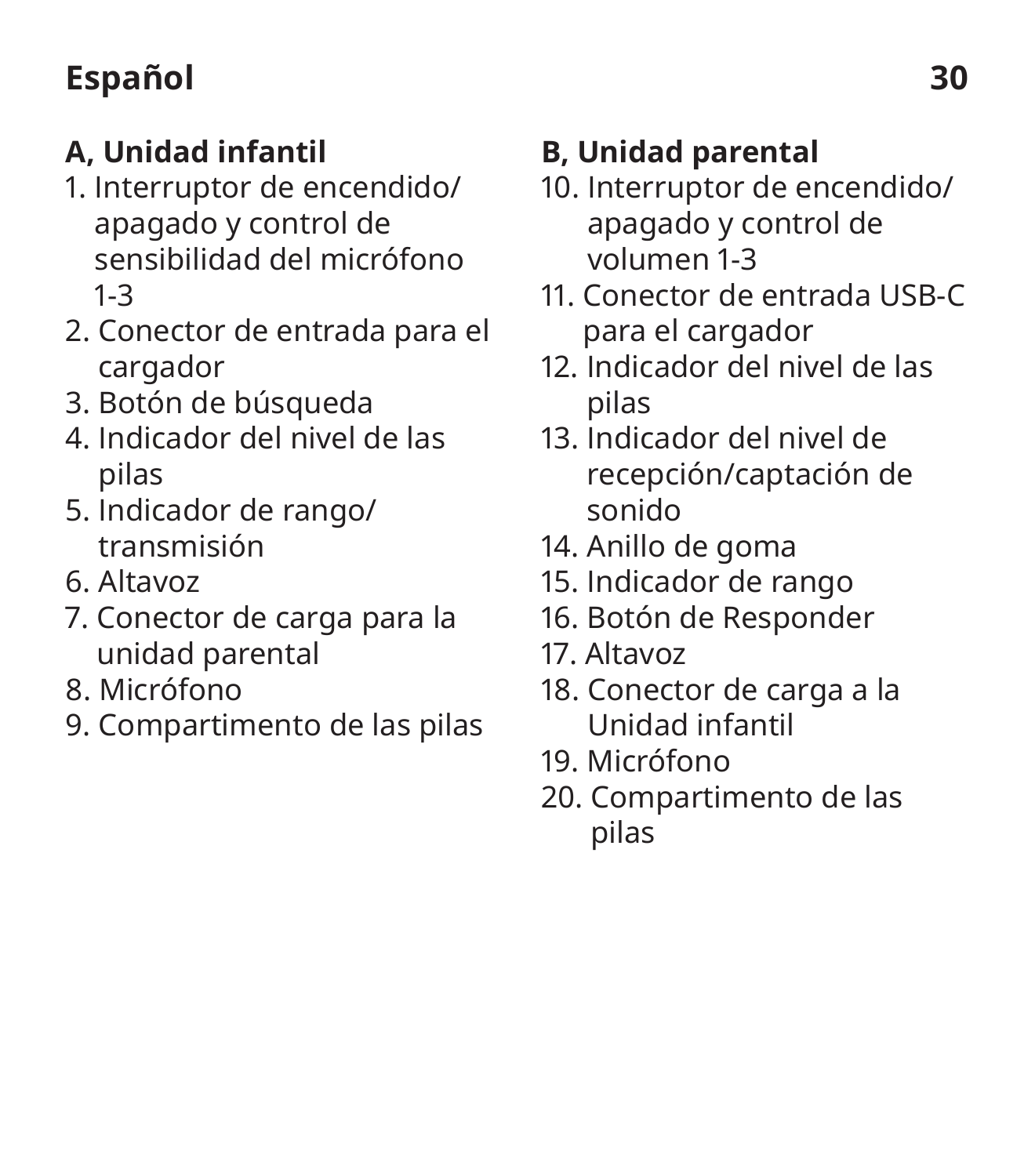**A, Unidad infantil**

1. Interruptor de encendido/ apagado y control de sensibilidad del micrófono 1-3
2. Conector de entrada para el cargador
3. Botón de búsqueda
4. Indicador del nivel de las pilas
5. Indicador de rango/ transmisión
6. Altavoz
7. Conector de carga para la unidad parental
8. Micrófono
9. Compartimento de las pilas

**B, Unidad parental**

10. Interruptor de encendido/ apagado y control de volumen 1-3
11. Conector de entrada USB-C para el cargador
12. Indicador del nivel de las pilas
13. Indicador del nivel de recepción/captación de sonido
14. Anillo de goma
15. Indicador de rango
16. Botón de Responder
17. Altavoz
18. Conector de carga a la Unidad infantil
19. Micrófono
20. Compartimento de las pilas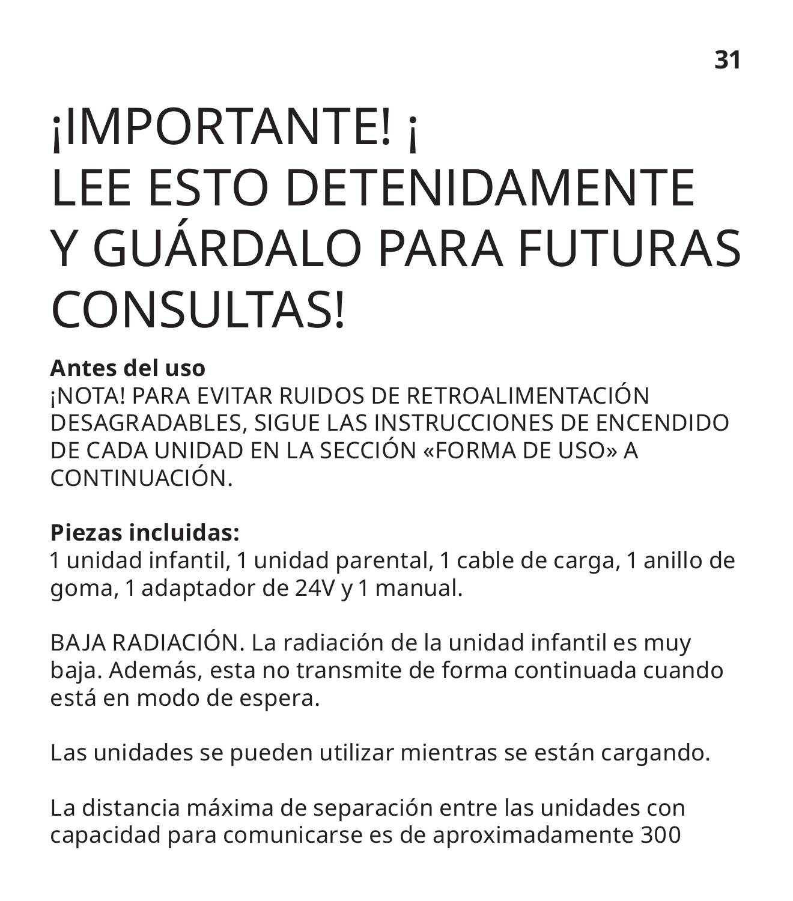# ¡IMPORTANTE! ¡ LEE ESTO DETENIDAMENTE Y GUÁRDALO PARA FUTURAS CONSULTAS!

**Antes del uso**

¡NOTA! PARA EVITAR RUIDOS DE RETROALIMENTACIÓN DESAGRADABLES, SIGUE LAS INSTRUCCIONES DE ENCENDIDO DE CADA UNIDAD EN LA SECCIÓN «FORMA DE USO» A CONTINUACIÓN.

**Piezas incluidas:**

1 unidad infantil, 1 unidad parental, 1 cable de carga, 1 anillo de goma, 1 adaptador de 24V y 1 manual.

BAJA RADIACIÓN. La radiación de la unidad infantil es muy baja. Además, esta no transmite de forma continuada cuando está en modo de espera.

Las unidades se pueden utilizar mientras se están cargando.

La distancia máxima de separación entre las unidades con capacidad para comunicarse es de aproximadamente 300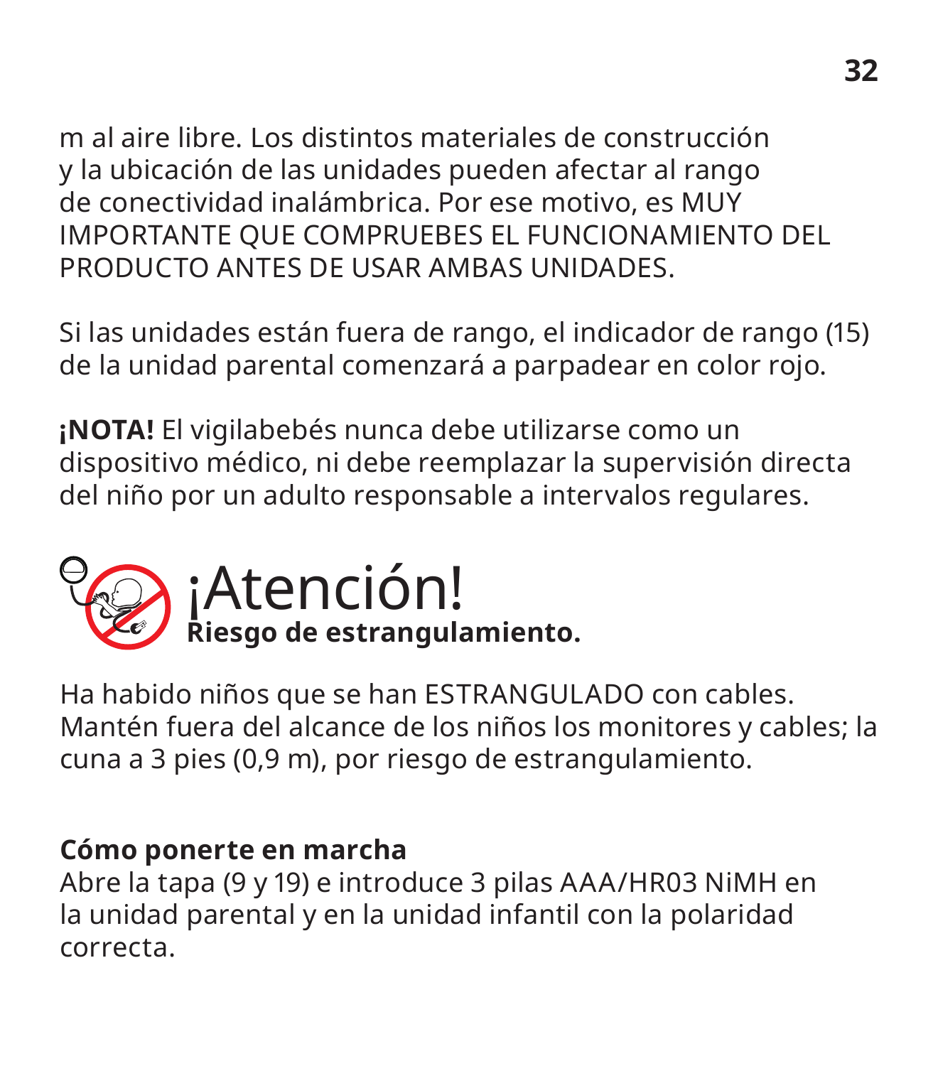m al aire libre. Los distintos materiales de construcción y la ubicación de las unidades pueden afectar al rango de conectividad inalámbrica. Por ese motivo, es MUY IMPORTANTE QUE COMPRUEBES EL FUNCIONAMIENTO DEL PRODUCTO ANTES DE USAR AMBAS UNIDADES.

Si las unidades están fuera de rango, el indicador de rango (15) de la unidad parental comenzará a parpadear en color rojo.

**¡NOTA!** El vigilabebés nunca debe utilizarse como un dispositivo médico, ni debe reemplazar la supervisión directa del niño por un adulto responsable a intervalos regulares.

# ¡Atención!

**Riesgo de estrangulamiento.**

Ha habido niños que se han ESTRANGULADO con cables. Mantén fuera del alcance de los niños los monitores y cables; la cuna a 3 pies (0,9 m), por riesgo de estrangulamiento.

**Cómo ponerte en marcha**

Abre la tapa (9 y 19) e introduce 3 pilas AAA/HR03 NiMH en la unidad parental y en la unidad infantil con la polaridad correcta.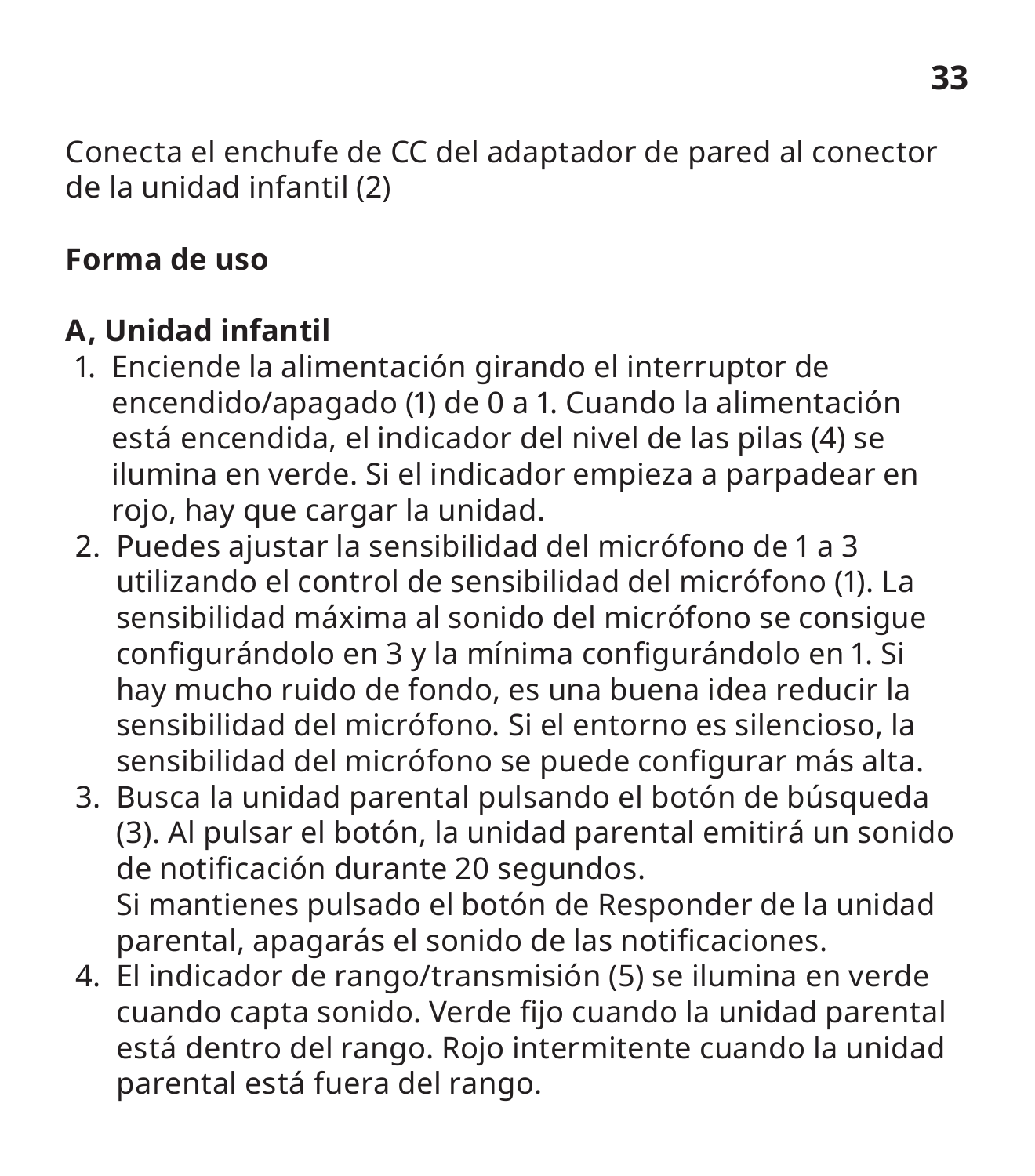Conecta el enchufe de CC del adaptador de pared al conector de la unidad infantil (2)

**Forma de uso**

**A, Unidad infantil**

1. Enciende la alimentación girando el interruptor de encendido/apagado (1) de 0 a 1. Cuando la alimentación está encendida, el indicador del nivel de las pilas (4) se ilumina en verde. Si el indicador empieza a parpadear en rojo, hay que cargar la unidad.
2. Puedes ajustar la sensibilidad del micrófono de 1 a 3 utilizando el control de sensibilidad del micrófono (1). La sensibilidad máxima al sonido del micrófono se consigue configurándolo en 3 y la mínima configurándolo en 1. Si hay mucho ruido de fondo, es una buena idea reducir la sensibilidad del micrófono. Si el entorno es silencioso, la sensibilidad del micrófono se puede configurar más alta.
3. Busca la unidad parental pulsando el botón de búsqueda (3). Al pulsar el botón, la unidad parental emitirá un sonido de notificación durante 20 segundos.
   Si mantienes pulsado el botón de Responder de la unidad parental, apagarás el sonido de las notificaciones.
4. El indicador de rango/transmisión (5) se ilumina en verde cuando capta sonido. Verde fijo cuando la unidad parental está dentro del rango. Rojo intermitente cuando la unidad parental está fuera del rango.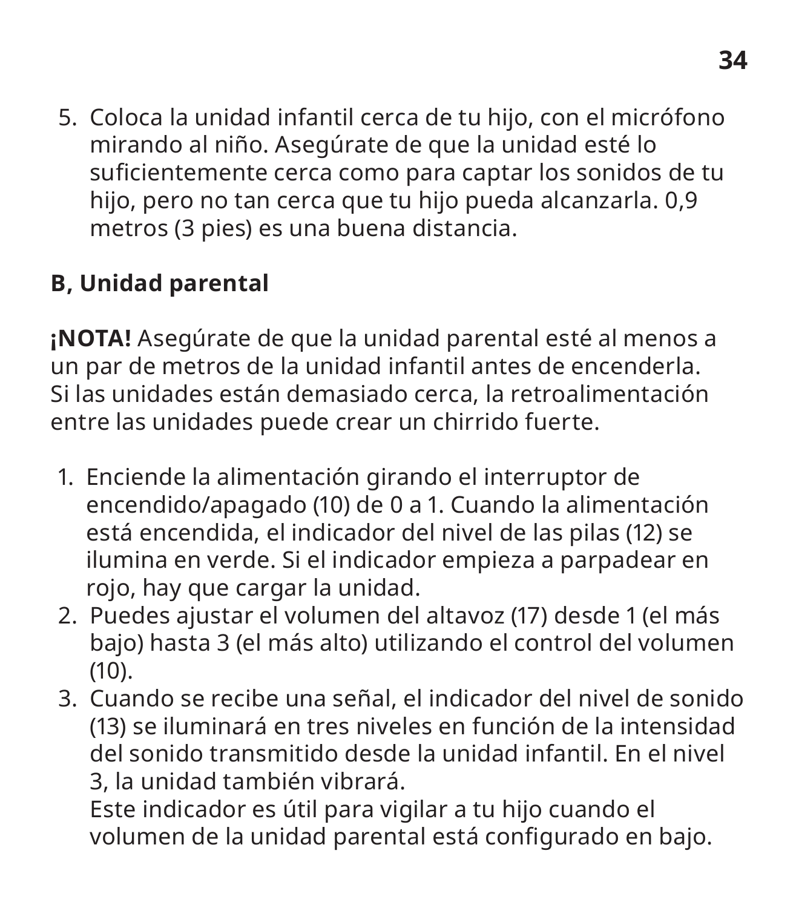5. Coloca la unidad infantil cerca de tu hijo, con el micrófono mirando al niño. Asegúrate de que la unidad esté lo suficientemente cerca como para captar los sonidos de tu hijo, pero no tan cerca que tu hijo pueda alcanzarla. 0,9 metros (3 pies) es una buena distancia.

**B, Unidad parental**

**¡NOTA!** Asegúrate de que la unidad parental esté al menos a un par de metros de la unidad infantil antes de encenderla. Si las unidades están demasiado cerca, la retroalimentación entre las unidades puede crear un chirrido fuerte.

1. Enciende la alimentación girando el interruptor de encendido/apagado (10) de 0 a 1. Cuando la alimentación está encendida, el indicador del nivel de las pilas (12) se ilumina en verde. Si el indicador empieza a parpadear en rojo, hay que cargar la unidad.
2. Puedes ajustar el volumen del altavoz (17) desde 1 (el más bajo) hasta 3 (el más alto) utilizando el control del volumen (10).
3. Cuando se recibe una señal, el indicador del nivel de sonido (13) se iluminará en tres niveles en función de la intensidad del sonido transmitido desde la unidad infantil. En el nivel 3, la unidad también vibrará.
   Este indicador es útil para vigilar a tu hijo cuando el volumen de la unidad parental está configurado en bajo.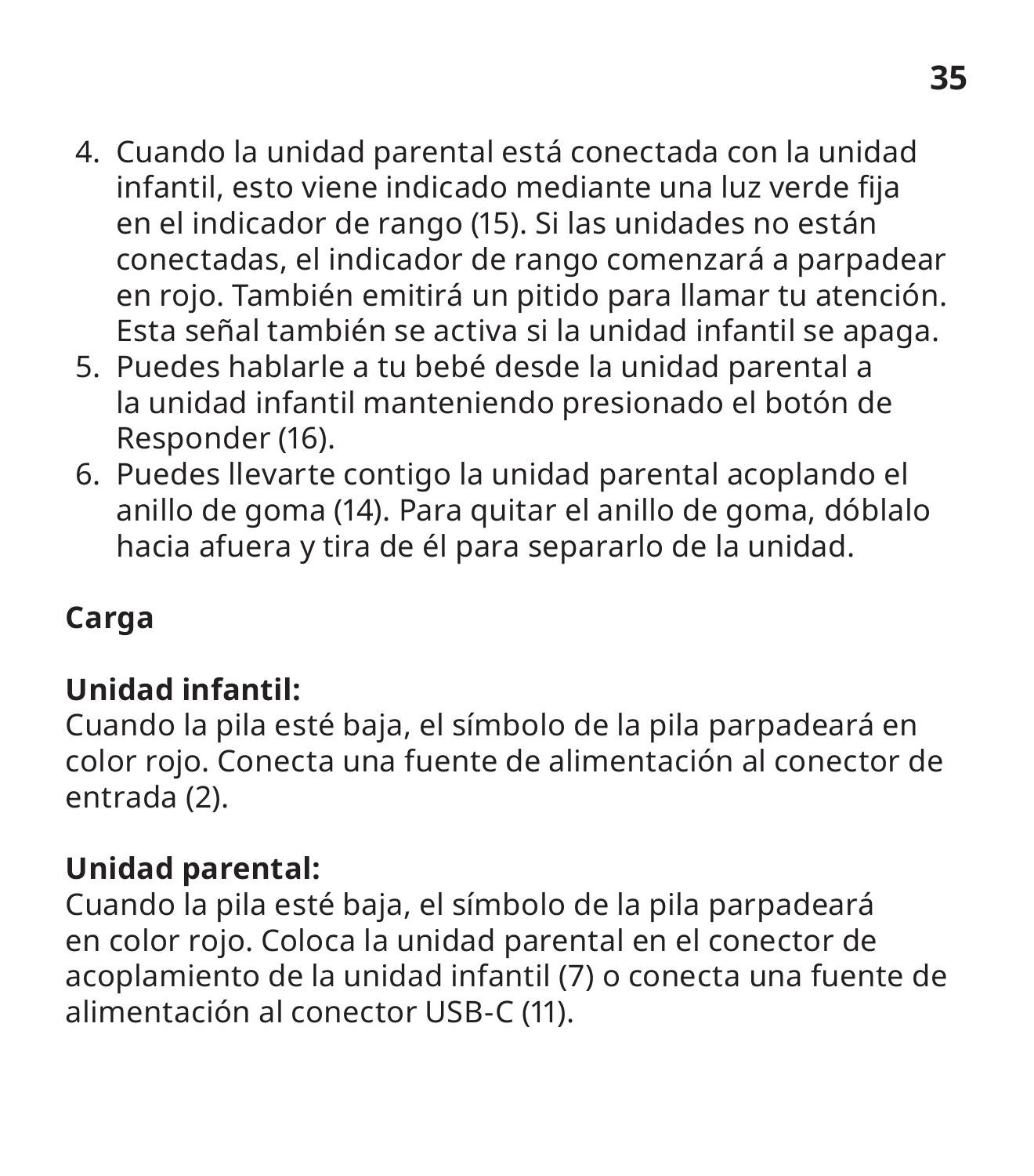4. Cuando la unidad parental está conectada con la unidad infantil, esto viene indicado mediante una luz verde fija en el indicador de rango (15). Si las unidades no están conectadas, el indicador de rango comenzará a parpadear en rojo. También emitirá un pitido para llamar tu atención. Esta señal también se activa si la unidad infantil se apaga.
5. Puedes hablarle a tu bebé desde la unidad parental a la unidad infantil manteniendo presionado el botón de Responder (16).
6. Puedes llevarte contigo la unidad parental acoplando el anillo de goma (14). Para quitar el anillo de goma, dóblalo hacia afuera y tira de él para separarlo de la unidad.

**Carga**

**Unidad infantil:**
Cuando la pila esté baja, el símbolo de la pila parpadeará en color rojo. Conecta una fuente de alimentación al conector de entrada (2).

**Unidad parental:**
Cuando la pila esté baja, el símbolo de la pila parpadeará en color rojo. Coloca la unidad parental en el conector de acoplamiento de la unidad infantil (7) o conecta una fuente de alimentación al conector USB-C (11).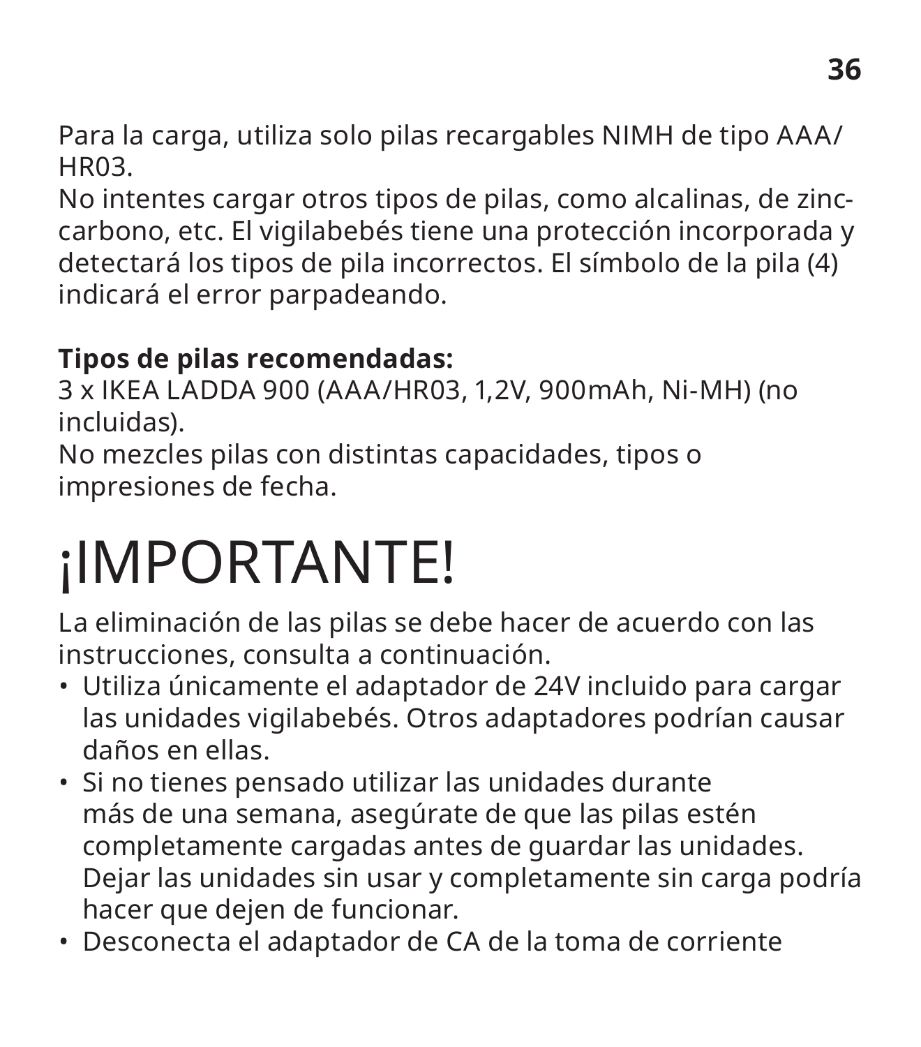Para la carga, utiliza solo pilas recargables NIMH de tipo AAA/HR03.
No intentes cargar otros tipos de pilas, como alcalinas, de zinc-carbono, etc. El vigilabebés tiene una protección incorporada y detectará los tipos de pila incorrectos. El símbolo de la pila (4) indicará el error parpadeando.

**Tipos de pilas recomendadas:**
3 x IKEA LADDA 900 (AAA/HR03, 1,2V, 900mAh, Ni-MH) (no incluidas).
No mezcles pilas con distintas capacidades, tipos o impresiones de fecha.

# ¡IMPORTANTE!

La eliminación de las pilas se debe hacer de acuerdo con las instrucciones, consulta a continuación.

- Utiliza únicamente el adaptador de 24V incluido para cargar las unidades vigilabebés. Otros adaptadores podrían causar daños en ellas.
- Si no tienes pensado utilizar las unidades durante más de una semana, asegúrate de que las pilas estén completamente cargadas antes de guardar las unidades. Dejar las unidades sin usar y completamente sin carga podría hacer que dejen de funcionar.
- Desconecta el adaptador de CA de la toma de corriente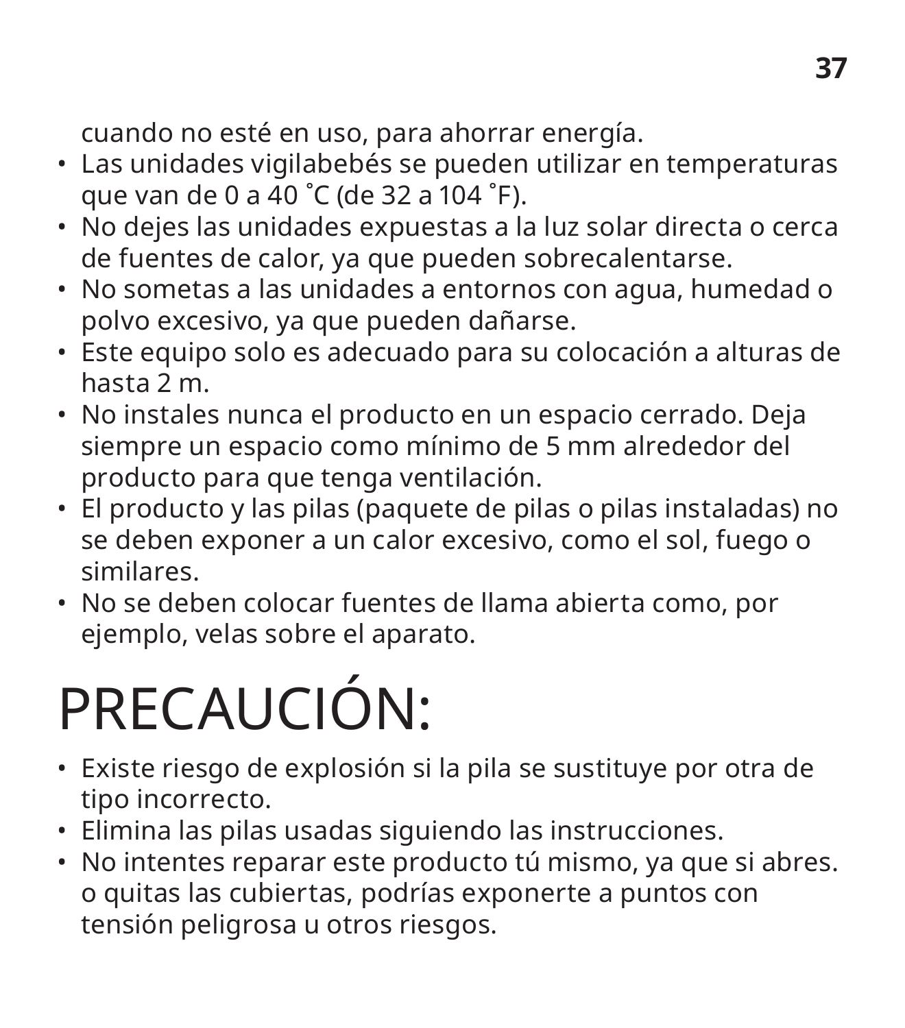cuando no esté en uso, para ahorrar energía.

- Las unidades vigilabebés se pueden utilizar en temperaturas que van de 0 a 40 ˚C (de 32 a 104 ˚F).
- No dejes las unidades expuestas a la luz solar directa o cerca de fuentes de calor, ya que pueden sobrecalentarse.
- No sometas a las unidades a entornos con agua, humedad o polvo excesivo, ya que pueden dañarse.
- Este equipo solo es adecuado para su colocación a alturas de hasta 2 m.
- No instales nunca el producto en un espacio cerrado. Deja siempre un espacio como mínimo de 5 mm alrededor del producto para que tenga ventilación.
- El producto y las pilas (paquete de pilas o pilas instaladas) no se deben exponer a un calor excesivo, como el sol, fuego o similares.
- No se deben colocar fuentes de llama abierta como, por ejemplo, velas sobre el aparato.

# PRECAUCIÓN:

- Existe riesgo de explosión si la pila se sustituye por otra de tipo incorrecto.
- Elimina las pilas usadas siguiendo las instrucciones.
- No intentes reparar este producto tú mismo, ya que si abres. o quitas las cubiertas, podrías exponerte a puntos con tensión peligrosa u otros riesgos.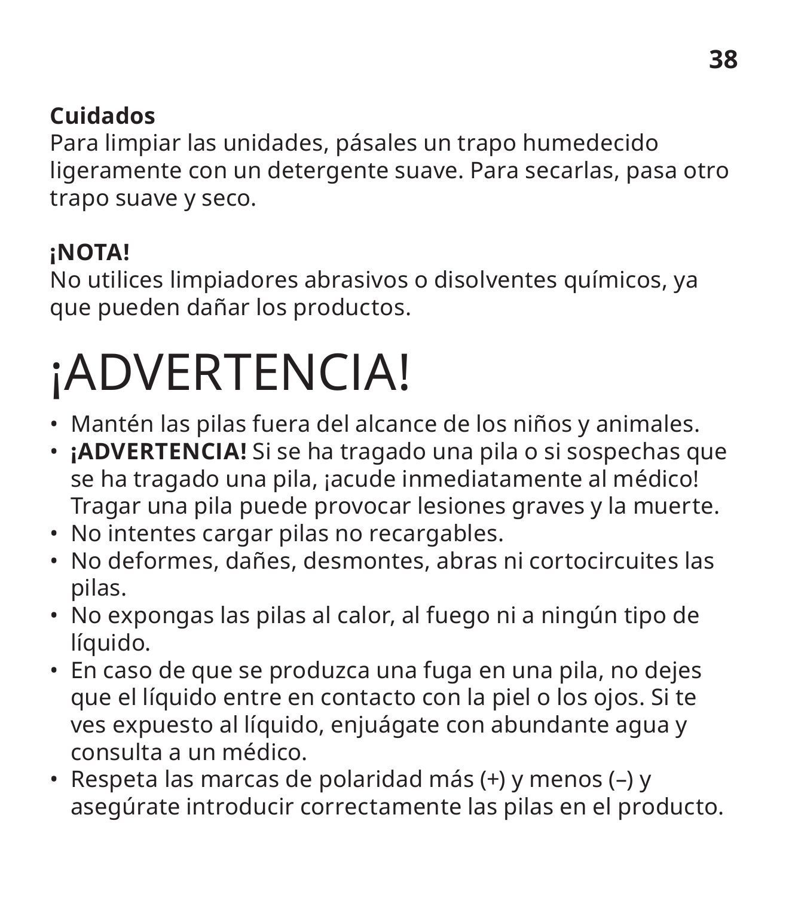**Cuidados**
Para limpiar las unidades, pásales un trapo humedecido ligeramente con un detergente suave. Para secarlas, pasa otro trapo suave y seco.

**¡NOTA!**
No utilices limpiadores abrasivos o disolventes químicos, ya que pueden dañar los productos.

# ¡ADVERTENCIA!

- Mantén las pilas fuera del alcance de los niños y animales.
- **¡ADVERTENCIA!** Si se ha tragado una pila o si sospechas que se ha tragado una pila, ¡acude inmediatamente al médico! Tragar una pila puede provocar lesiones graves y la muerte.
- No intentes cargar pilas no recargables.
- No deformes, dañes, desmontes, abras ni cortocircuites las pilas.
- No expongas las pilas al calor, al fuego ni a ningún tipo de líquido.
- En caso de que se produzca una fuga en una pila, no dejes que el líquido entre en contacto con la piel o los ojos. Si te ves expuesto al líquido, enjuágate con abundante agua y consulta a un médico.
- Respeta las marcas de polaridad más (+) y menos (–) y asegúrate introducir correctamente las pilas en el producto.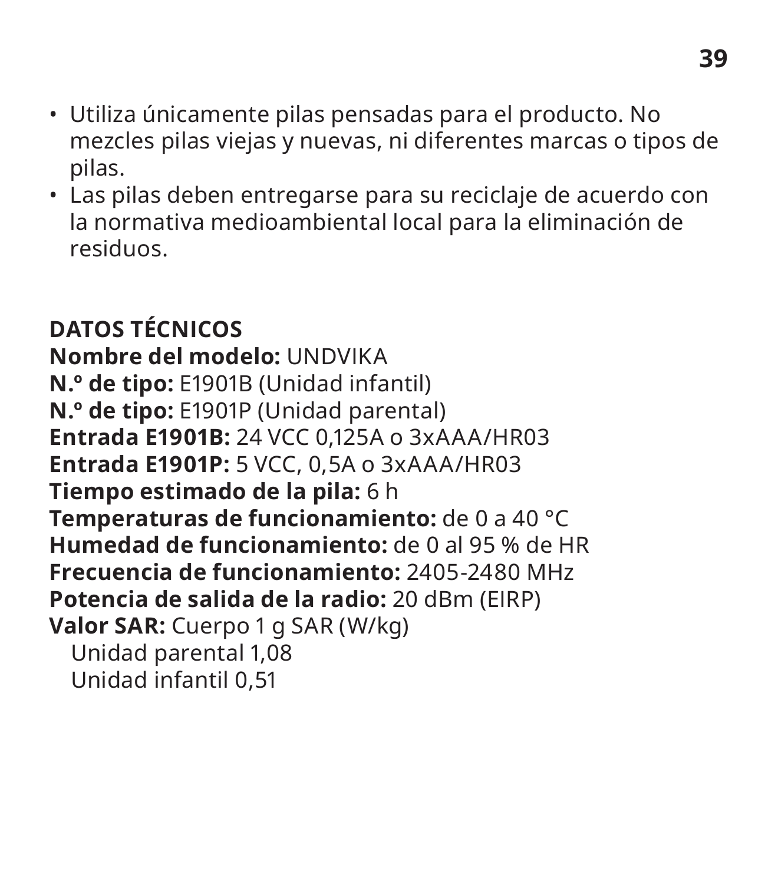- Utiliza únicamente pilas pensadas para el producto. No mezcles pilas viejas y nuevas, ni diferentes marcas o tipos de pilas.
- Las pilas deben entregarse para su reciclaje de acuerdo con la normativa medioambiental local para la eliminación de residuos.

## DATOS TÉCNICOS

**Nombre del modelo:** UNDVIKA
**N.º de tipo:** E1901B (Unidad infantil)
**N.º de tipo:** E1901P (Unidad parental)
**Entrada E1901B:** 24 VCC 0,125A o 3xAAA/HR03
**Entrada E1901P:** 5 VCC, 0,5A o 3xAAA/HR03
**Tiempo estimado de la pila:** 6 h
**Temperaturas de funcionamiento:** de 0 a 40 °C
**Humedad de funcionamiento:** de 0 al 95 % de HR
**Frecuencia de funcionamiento:** 2405-2480 MHz
**Potencia de salida de la radio:** 20 dBm (EIRP)
**Valor SAR:** Cuerpo 1 g SAR (W/kg)
Unidad parental 1,08
Unidad infantil 0,51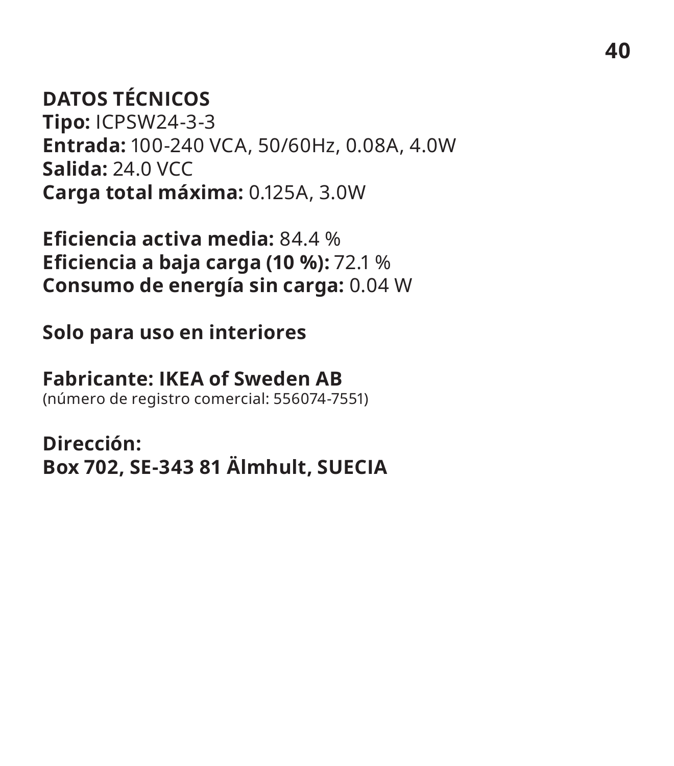**DATOS TÉCNICOS**
**Tipo:** ICPSW24-3-3
**Entrada:** 100-240 VCA, 50/60Hz, 0.08A, 4.0W
**Salida:** 24.0 VCC
**Carga total máxima:** 0.125A, 3.0W

**Eficiencia activa media:** 84.4 %
**Eficiencia a baja carga (10 %):** 72.1 %
**Consumo de energía sin carga:** 0.04 W

**Solo para uso en interiores**

**Fabricante: IKEA of Sweden AB**
(número de registro comercial: 556074-7551)

**Dirección:**
**Box 702, SE-343 81 Älmhult, SUECIA**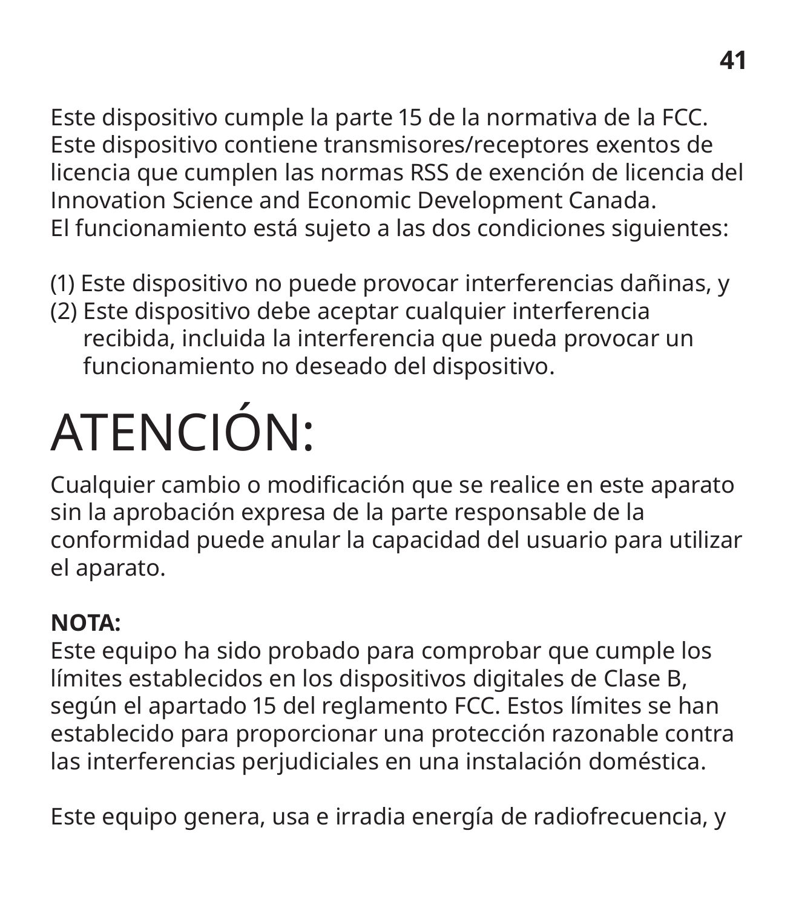Este dispositivo cumple la parte 15 de la normativa de la FCC. Este dispositivo contiene transmisores/receptores exentos de licencia que cumplen las normas RSS de exención de licencia del Innovation Science and Economic Development Canada.
El funcionamiento está sujeto a las dos condiciones siguientes:

(1) Este dispositivo no puede provocar interferencias dañinas, y
(2) Este dispositivo debe aceptar cualquier interferencia recibida, incluida la interferencia que pueda provocar un funcionamiento no deseado del dispositivo.

# ATENCIÓN:

Cualquier cambio o modificación que se realice en este aparato sin la aprobación expresa de la parte responsable de la conformidad puede anular la capacidad del usuario para utilizar el aparato.

**NOTA:**
Este equipo ha sido probado para comprobar que cumple los límites establecidos en los dispositivos digitales de Clase B, según el apartado 15 del reglamento FCC. Estos límites se han establecido para proporcionar una protección razonable contra las interferencias perjudiciales en una instalación doméstica.

Este equipo genera, usa e irradia energía de radiofrecuencia, y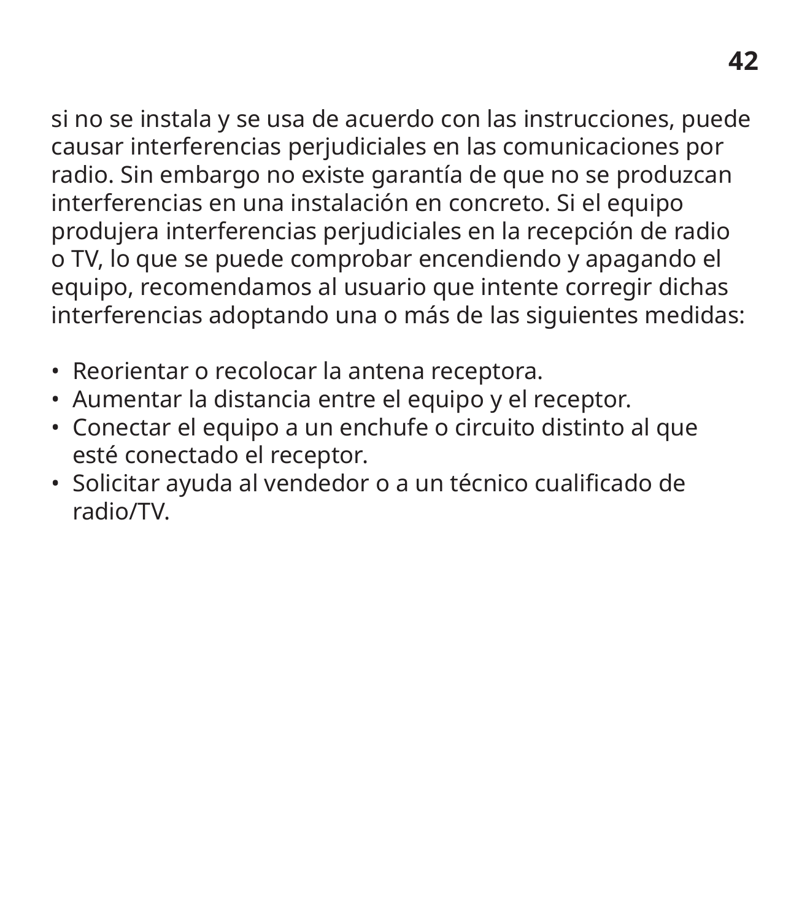si no se instala y se usa de acuerdo con las instrucciones, puede causar interferencias perjudiciales en las comunicaciones por radio. Sin embargo no existe garantía de que no se produzcan interferencias en una instalación en concreto. Si el equipo produjera interferencias perjudiciales en la recepción de radio o TV, lo que se puede comprobar encendiendo y apagando el equipo, recomendamos al usuario que intente corregir dichas interferencias adoptando una o más de las siguientes medidas:

- Reorientar o recolocar la antena receptora.
- Aumentar la distancia entre el equipo y el receptor.
- Conectar el equipo a un enchufe o circuito distinto al que esté conectado el receptor.
- Solicitar ayuda al vendedor o a un técnico cualificado de radio/TV.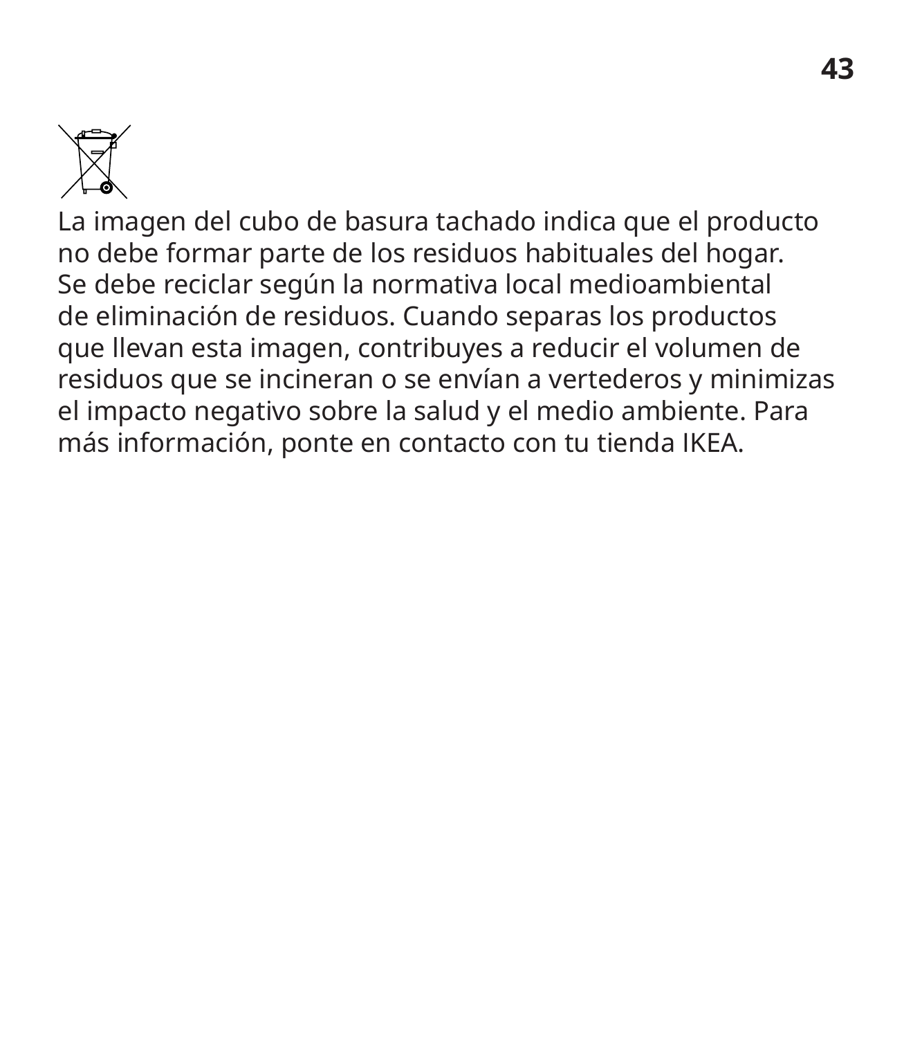La imagen del cubo de basura tachado indica que el producto no debe formar parte de los residuos habituales del hogar. Se debe reciclar según la normativa local medioambiental de eliminación de residuos. Cuando separas los productos que llevan esta imagen, contribuyes a reducir el volumen de residuos que se incineran o se envían a vertederos y minimizas el impacto negativo sobre la salud y el medio ambiente. Para más información, ponte en contacto con tu tienda IKEA.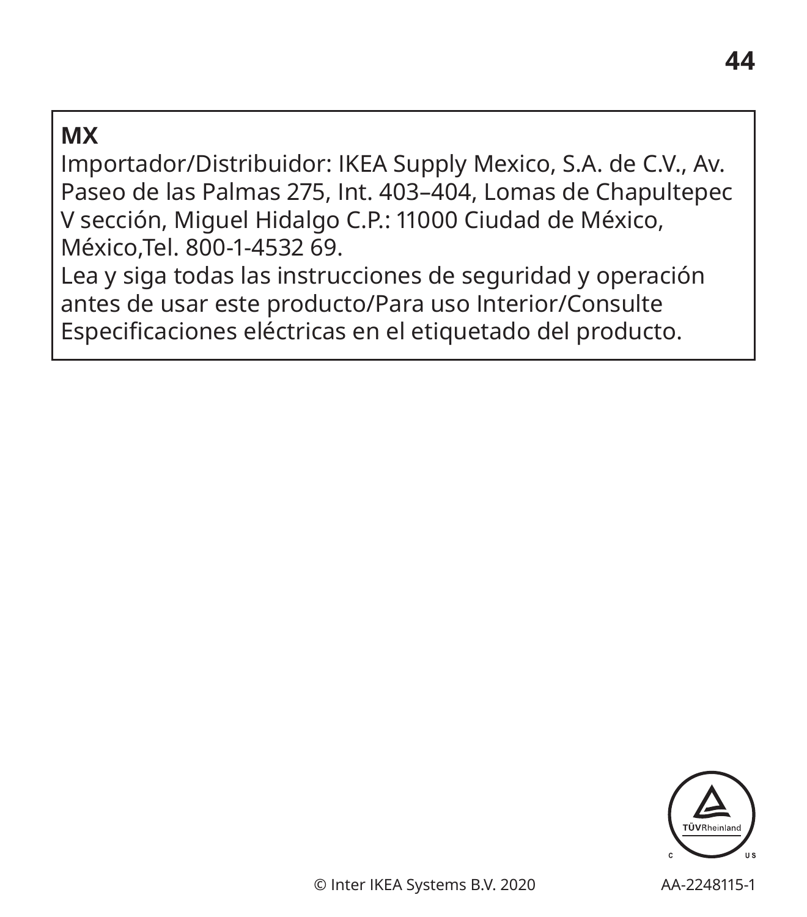**MX**

Importador/Distribuidor: IKEA Supply Mexico, S.A. de C.V., Av. Paseo de las Palmas 275, Int. 403–404, Lomas de Chapultepec V sección, Miguel Hidalgo C.P.: 11000 Ciudad de México, México,Tel. 800-1-4532 69.

Lea y siga todas las instrucciones de seguridad y operación antes de usar este producto/Para uso Interior/Consulte Especificaciones eléctricas en el etiquetado del producto.

TÜVRheinland
C US

© Inter IKEA Systems B.V. 2020 AA-2248115-1